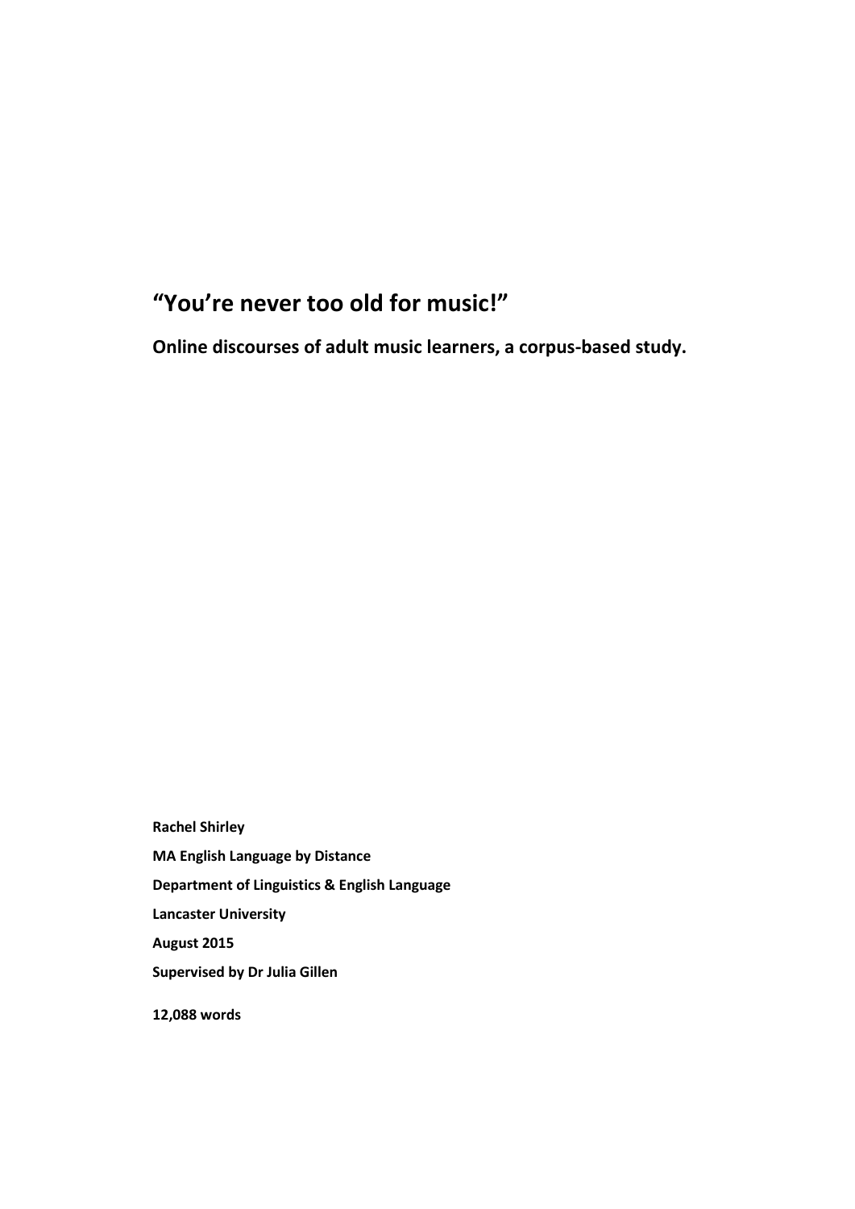# "You're never too old for music!"

**Online discourses of adult music learners, a corpus-based study.**

**Rachel Shirley**

**MA English Language by Distance**

**Department of Linguistics & English Language**

**Lancaster University**

**August 2015**

**Supervised by Dr Julia Gillen**

**12,088 words**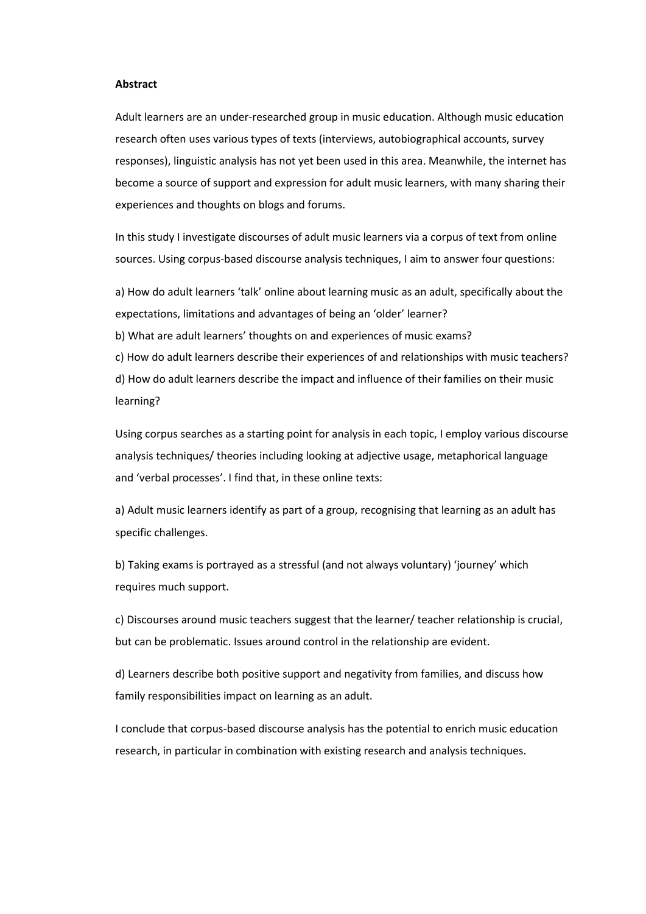**Abstract**

Adult learners are an under-researched group in music education. Although music education research often uses various types of texts (interviews, autobiographical accounts, survey responses), linguistic analysis has not yet been used in this area. Meanwhile, the internet has become a source of support and expression for adult music learners, with many sharing their experiences and thoughts on blogs and forums.

In this study I investigate discourses of adult music learners via a corpus of text from online sources. Using corpus-based discourse analysis techniques, I aim to answer four questions:

a) How do adult learners 'talk' online about learning music as an adult, specifically about the expectations, limitations and advantages of being an 'older' learner?
b) What are adult learners' thoughts on and experiences of music exams?
c) How do adult learners describe their experiences of and relationships with music teachers?
d) How do adult learners describe the impact and influence of their families on their music learning?

Using corpus searches as a starting point for analysis in each topic, I employ various discourse analysis techniques/ theories including looking at adjective usage, metaphorical language and 'verbal processes'. I find that, in these online texts:

a) Adult music learners identify as part of a group, recognising that learning as an adult has specific challenges.

b) Taking exams is portrayed as a stressful (and not always voluntary) 'journey' which requires much support.

c) Discourses around music teachers suggest that the learner/ teacher relationship is crucial, but can be problematic. Issues around control in the relationship are evident.

d) Learners describe both positive support and negativity from families, and discuss how family responsibilities impact on learning as an adult.

I conclude that corpus-based discourse analysis has the potential to enrich music education research, in particular in combination with existing research and analysis techniques.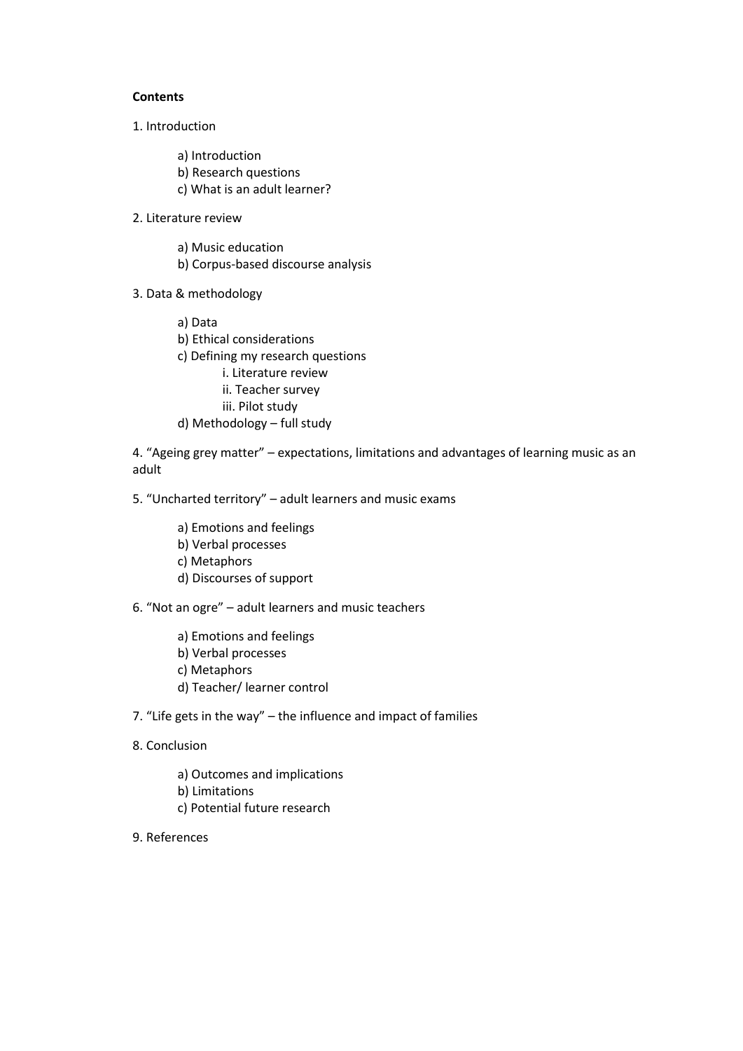**Contents**

1. Introduction

    a) Introduction
    b) Research questions
    c) What is an adult learner?

2. Literature review

    a) Music education
    b) Corpus-based discourse analysis

3. Data & methodology

    a) Data
    b) Ethical considerations
    c) Defining my research questions
        i. Literature review
        ii. Teacher survey
        iii. Pilot study
    d) Methodology – full study

4. “Ageing grey matter” – expectations, limitations and advantages of learning music as an adult

5. “Uncharted territory” – adult learners and music exams

    a) Emotions and feelings
    b) Verbal processes
    c) Metaphors
    d) Discourses of support

6. “Not an ogre” – adult learners and music teachers

    a) Emotions and feelings
    b) Verbal processes
    c) Metaphors
    d) Teacher/ learner control

7. “Life gets in the way” – the influence and impact of families

8. Conclusion

    a) Outcomes and implications
    b) Limitations
    c) Potential future research

9. References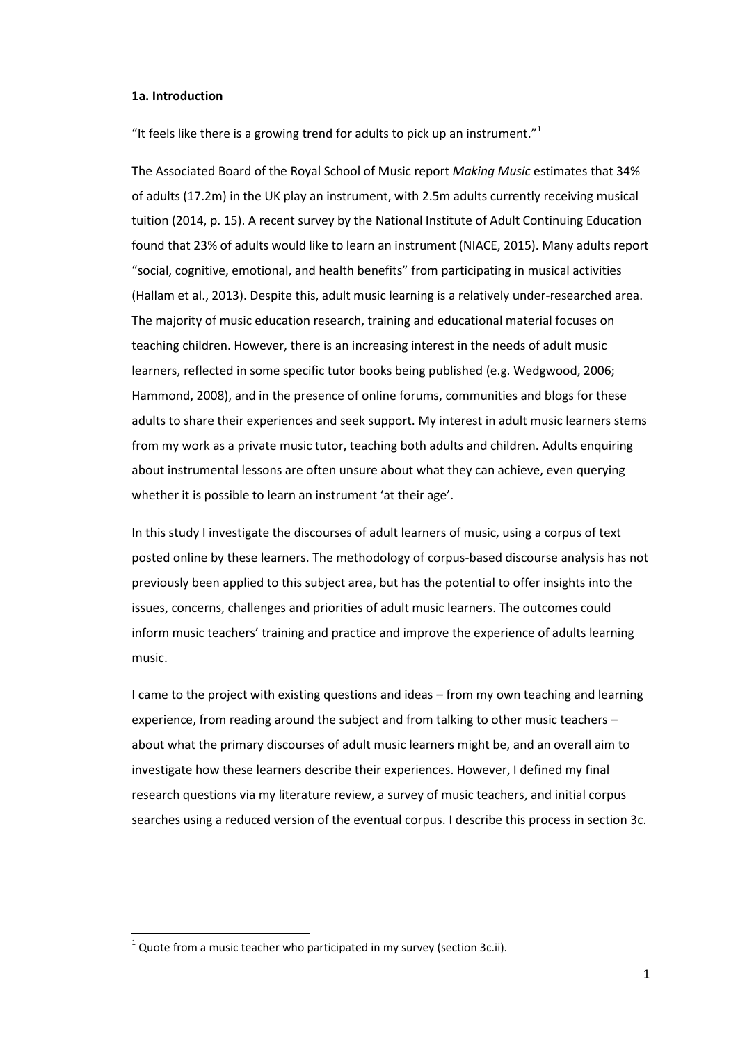**1a. Introduction**

"It feels like there is a growing trend for adults to pick up an instrument."[1]

The Associated Board of the Royal School of Music report *Making Music* estimates that 34% of adults (17.2m) in the UK play an instrument, with 2.5m adults currently receiving musical tuition (2014, p. 15). A recent survey by the National Institute of Adult Continuing Education found that 23% of adults would like to learn an instrument (NIACE, 2015). Many adults report "social, cognitive, emotional, and health benefits" from participating in musical activities (Hallam et al., 2013). Despite this, adult music learning is a relatively under-researched area. The majority of music education research, training and educational material focuses on teaching children. However, there is an increasing interest in the needs of adult music learners, reflected in some specific tutor books being published (e.g. Wedgwood, 2006; Hammond, 2008), and in the presence of online forums, communities and blogs for these adults to share their experiences and seek support. My interest in adult music learners stems from my work as a private music tutor, teaching both adults and children. Adults enquiring about instrumental lessons are often unsure about what they can achieve, even querying whether it is possible to learn an instrument 'at their age'.

In this study I investigate the discourses of adult learners of music, using a corpus of text posted online by these learners. The methodology of corpus-based discourse analysis has not previously been applied to this subject area, but has the potential to offer insights into the issues, concerns, challenges and priorities of adult music learners. The outcomes could inform music teachers' training and practice and improve the experience of adults learning music.

I came to the project with existing questions and ideas – from my own teaching and learning experience, from reading around the subject and from talking to other music teachers – about what the primary discourses of adult music learners might be, and an overall aim to investigate how these learners describe their experiences. However, I defined my final research questions via my literature review, a survey of music teachers, and initial corpus searches using a reduced version of the eventual corpus. I describe this process in section 3c.

[1] Quote from a music teacher who participated in my survey (section 3c.ii).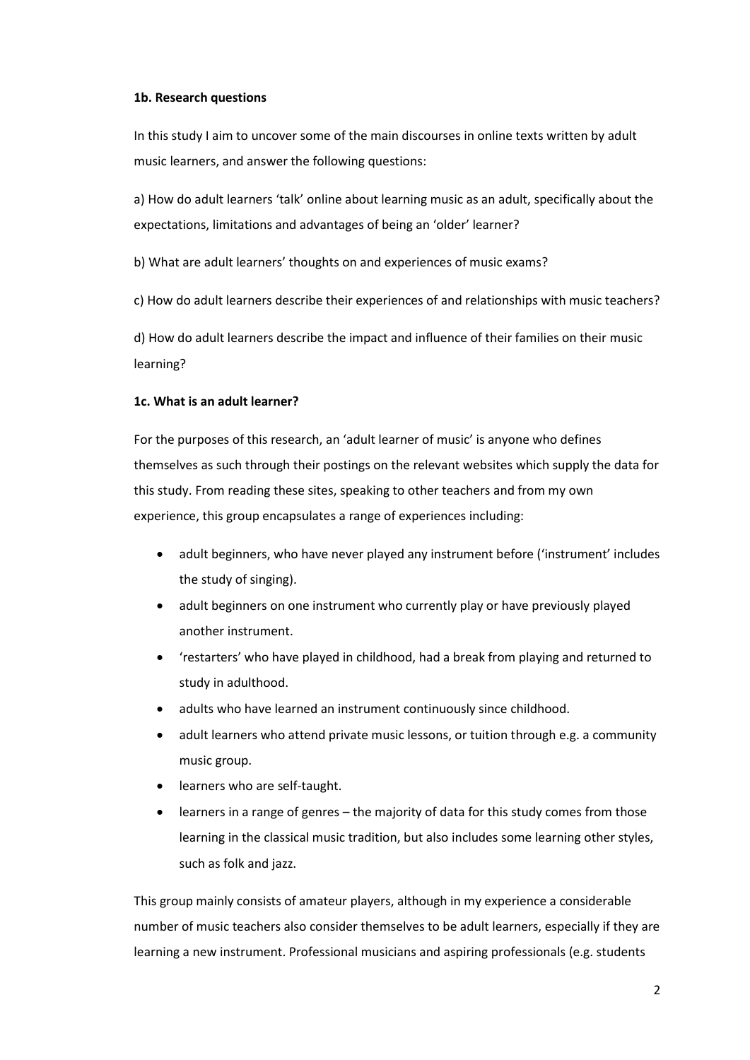**1b. Research questions**

In this study I aim to uncover some of the main discourses in online texts written by adult music learners, and answer the following questions:

a) How do adult learners 'talk' online about learning music as an adult, specifically about the expectations, limitations and advantages of being an 'older' learner?

b) What are adult learners' thoughts on and experiences of music exams?

c) How do adult learners describe their experiences of and relationships with music teachers?

d) How do adult learners describe the impact and influence of their families on their music learning?

**1c. What is an adult learner?**

For the purposes of this research, an 'adult learner of music' is anyone who defines themselves as such through their postings on the relevant websites which supply the data for this study. From reading these sites, speaking to other teachers and from my own experience, this group encapsulates a range of experiences including:

- adult beginners, who have never played any instrument before ('instrument' includes the study of singing).
- adult beginners on one instrument who currently play or have previously played another instrument.
- 'restarters' who have played in childhood, had a break from playing and returned to study in adulthood.
- adults who have learned an instrument continuously since childhood.
- adult learners who attend private music lessons, or tuition through e.g. a community music group.
- learners who are self-taught.
- learners in a range of genres – the majority of data for this study comes from those learning in the classical music tradition, but also includes some learning other styles, such as folk and jazz.

This group mainly consists of amateur players, although in my experience a considerable number of music teachers also consider themselves to be adult learners, especially if they are learning a new instrument. Professional musicians and aspiring professionals (e.g. students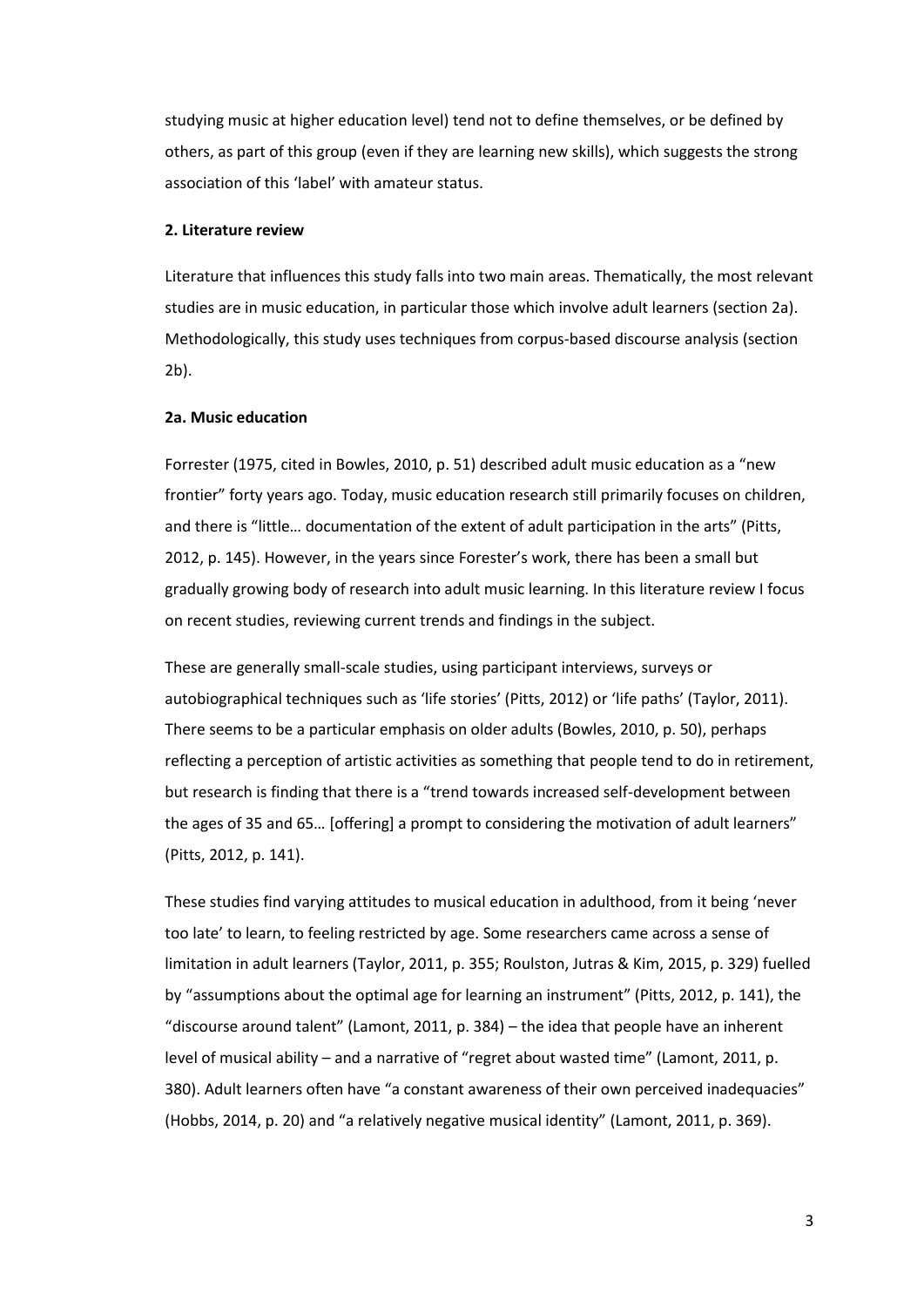studying music at higher education level) tend not to define themselves, or be defined by others, as part of this group (even if they are learning new skills), which suggests the strong association of this 'label' with amateur status.

## 2. Literature review

Literature that influences this study falls into two main areas. Thematically, the most relevant studies are in music education, in particular those which involve adult learners (section 2a). Methodologically, this study uses techniques from corpus-based discourse analysis (section 2b).

### 2a. Music education

Forrester (1975, cited in Bowles, 2010, p. 51) described adult music education as a "new frontier" forty years ago. Today, music education research still primarily focuses on children, and there is "little… documentation of the extent of adult participation in the arts" (Pitts, 2012, p. 145). However, in the years since Forester's work, there has been a small but gradually growing body of research into adult music learning. In this literature review I focus on recent studies, reviewing current trends and findings in the subject.

These are generally small-scale studies, using participant interviews, surveys or autobiographical techniques such as 'life stories' (Pitts, 2012) or 'life paths' (Taylor, 2011). There seems to be a particular emphasis on older adults (Bowles, 2010, p. 50), perhaps reflecting a perception of artistic activities as something that people tend to do in retirement, but research is finding that there is a "trend towards increased self-development between the ages of 35 and 65… [offering] a prompt to considering the motivation of adult learners" (Pitts, 2012, p. 141).

These studies find varying attitudes to musical education in adulthood, from it being 'never too late' to learn, to feeling restricted by age. Some researchers came across a sense of limitation in adult learners (Taylor, 2011, p. 355; Roulston, Jutras & Kim, 2015, p. 329) fuelled by "assumptions about the optimal age for learning an instrument" (Pitts, 2012, p. 141), the "discourse around talent" (Lamont, 2011, p. 384) – the idea that people have an inherent level of musical ability – and a narrative of "regret about wasted time" (Lamont, 2011, p. 380). Adult learners often have "a constant awareness of their own perceived inadequacies" (Hobbs, 2014, p. 20) and "a relatively negative musical identity" (Lamont, 2011, p. 369).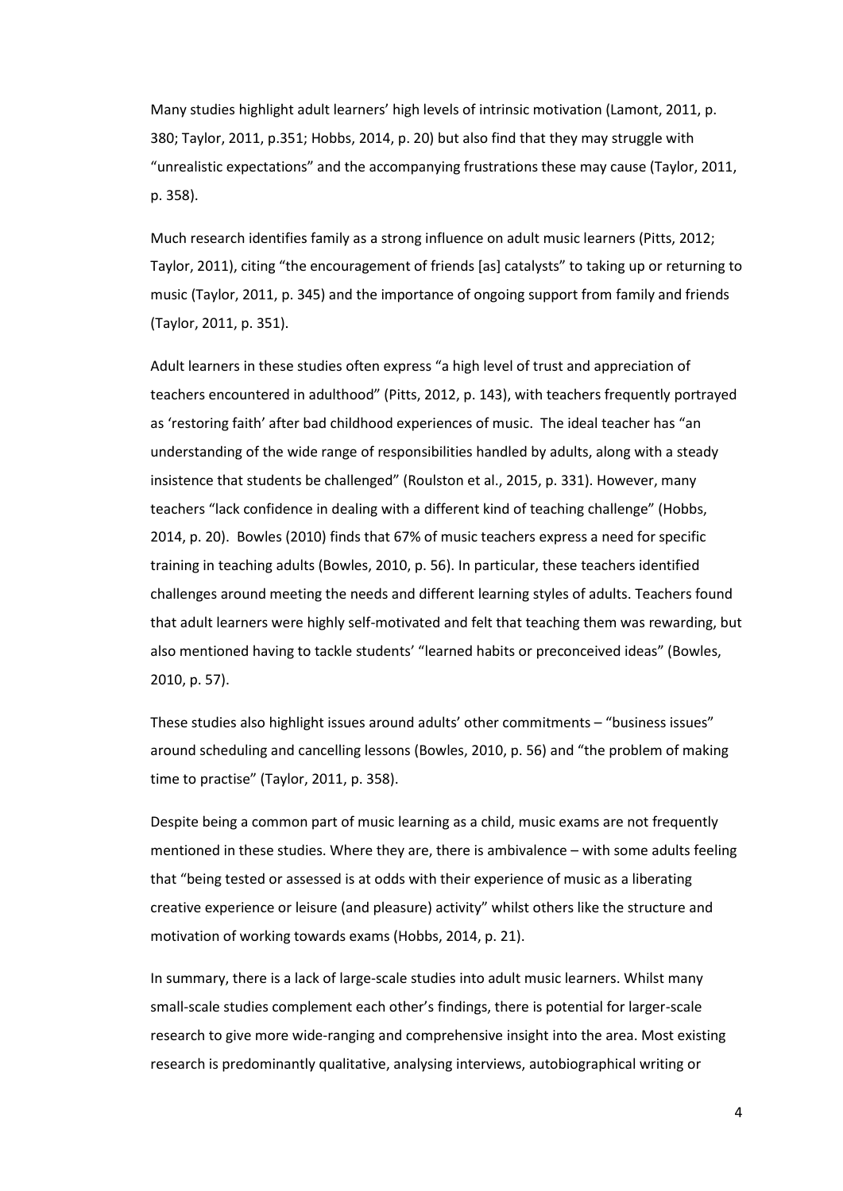Many studies highlight adult learners' high levels of intrinsic motivation (Lamont, 2011, p. 380; Taylor, 2011, p.351; Hobbs, 2014, p. 20) but also find that they may struggle with "unrealistic expectations" and the accompanying frustrations these may cause (Taylor, 2011, p. 358).

Much research identifies family as a strong influence on adult music learners (Pitts, 2012; Taylor, 2011), citing "the encouragement of friends [as] catalysts" to taking up or returning to music (Taylor, 2011, p. 345) and the importance of ongoing support from family and friends (Taylor, 2011, p. 351).

Adult learners in these studies often express "a high level of trust and appreciation of teachers encountered in adulthood" (Pitts, 2012, p. 143), with teachers frequently portrayed as 'restoring faith' after bad childhood experiences of music. The ideal teacher has "an understanding of the wide range of responsibilities handled by adults, along with a steady insistence that students be challenged" (Roulston et al., 2015, p. 331). However, many teachers "lack confidence in dealing with a different kind of teaching challenge" (Hobbs, 2014, p. 20). Bowles (2010) finds that 67% of music teachers express a need for specific training in teaching adults (Bowles, 2010, p. 56). In particular, these teachers identified challenges around meeting the needs and different learning styles of adults. Teachers found that adult learners were highly self-motivated and felt that teaching them was rewarding, but also mentioned having to tackle students' "learned habits or preconceived ideas" (Bowles, 2010, p. 57).

These studies also highlight issues around adults' other commitments – "business issues" around scheduling and cancelling lessons (Bowles, 2010, p. 56) and "the problem of making time to practise" (Taylor, 2011, p. 358).

Despite being a common part of music learning as a child, music exams are not frequently mentioned in these studies. Where they are, there is ambivalence – with some adults feeling that "being tested or assessed is at odds with their experience of music as a liberating creative experience or leisure (and pleasure) activity" whilst others like the structure and motivation of working towards exams (Hobbs, 2014, p. 21).

In summary, there is a lack of large-scale studies into adult music learners. Whilst many small-scale studies complement each other's findings, there is potential for larger-scale research to give more wide-ranging and comprehensive insight into the area. Most existing research is predominantly qualitative, analysing interviews, autobiographical writing or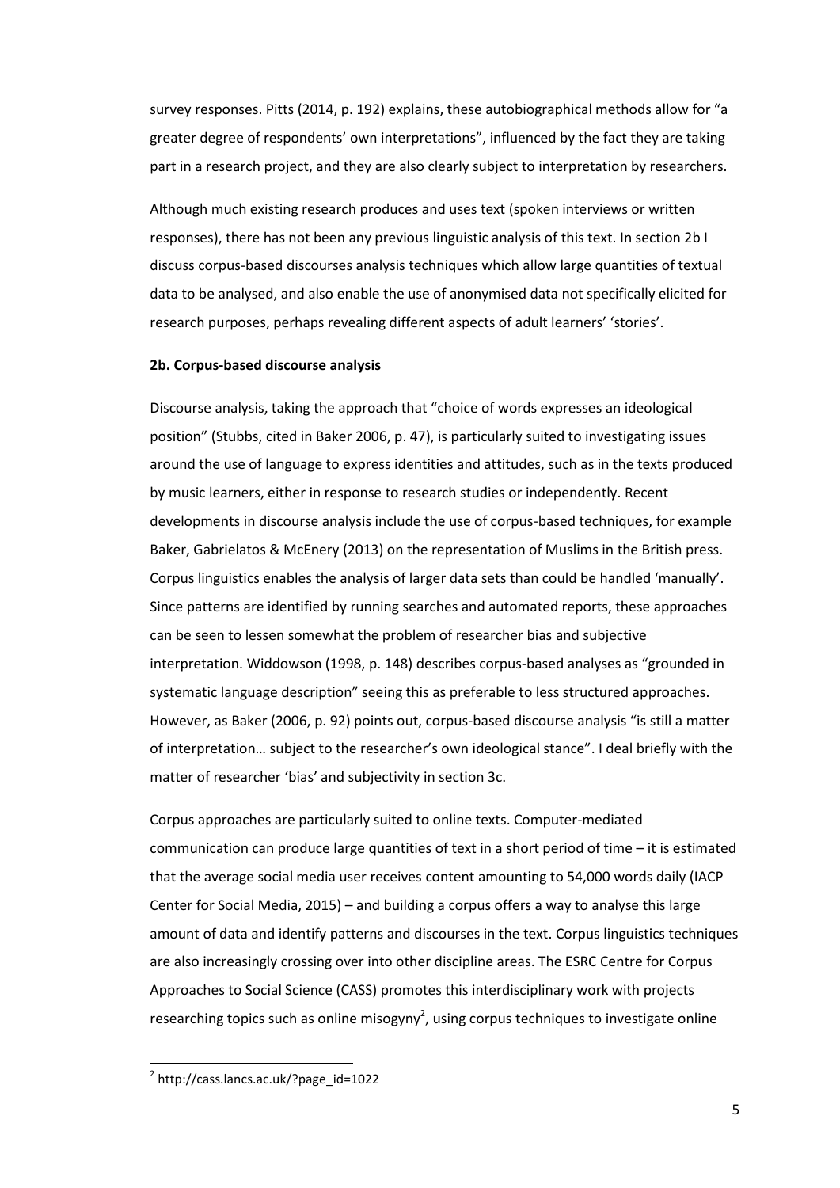survey responses. Pitts (2014, p. 192) explains, these autobiographical methods allow for "a greater degree of respondents' own interpretations", influenced by the fact they are taking part in a research project, and they are also clearly subject to interpretation by researchers.

Although much existing research produces and uses text (spoken interviews or written responses), there has not been any previous linguistic analysis of this text. In section 2b I discuss corpus-based discourses analysis techniques which allow large quantities of textual data to be analysed, and also enable the use of anonymised data not specifically elicited for research purposes, perhaps revealing different aspects of adult learners' 'stories'.

**2b. Corpus-based discourse analysis**

Discourse analysis, taking the approach that "choice of words expresses an ideological position" (Stubbs, cited in Baker 2006, p. 47), is particularly suited to investigating issues around the use of language to express identities and attitudes, such as in the texts produced by music learners, either in response to research studies or independently. Recent developments in discourse analysis include the use of corpus-based techniques, for example Baker, Gabrielatos & McEnery (2013) on the representation of Muslims in the British press. Corpus linguistics enables the analysis of larger data sets than could be handled 'manually'. Since patterns are identified by running searches and automated reports, these approaches can be seen to lessen somewhat the problem of researcher bias and subjective interpretation. Widdowson (1998, p. 148) describes corpus-based analyses as "grounded in systematic language description" seeing this as preferable to less structured approaches. However, as Baker (2006, p. 92) points out, corpus-based discourse analysis "is still a matter of interpretation… subject to the researcher's own ideological stance". I deal briefly with the matter of researcher 'bias' and subjectivity in section 3c.

Corpus approaches are particularly suited to online texts. Computer-mediated communication can produce large quantities of text in a short period of time – it is estimated that the average social media user receives content amounting to 54,000 words daily (IACP Center for Social Media, 2015) – and building a corpus offers a way to analyse this large amount of data and identify patterns and discourses in the text. Corpus linguistics techniques are also increasingly crossing over into other discipline areas. The ESRC Centre for Corpus Approaches to Social Science (CASS) promotes this interdisciplinary work with projects researching topics such as online misogyny[2], using corpus techniques to investigate online

[2] http://cass.lancs.ac.uk/?page_id=1022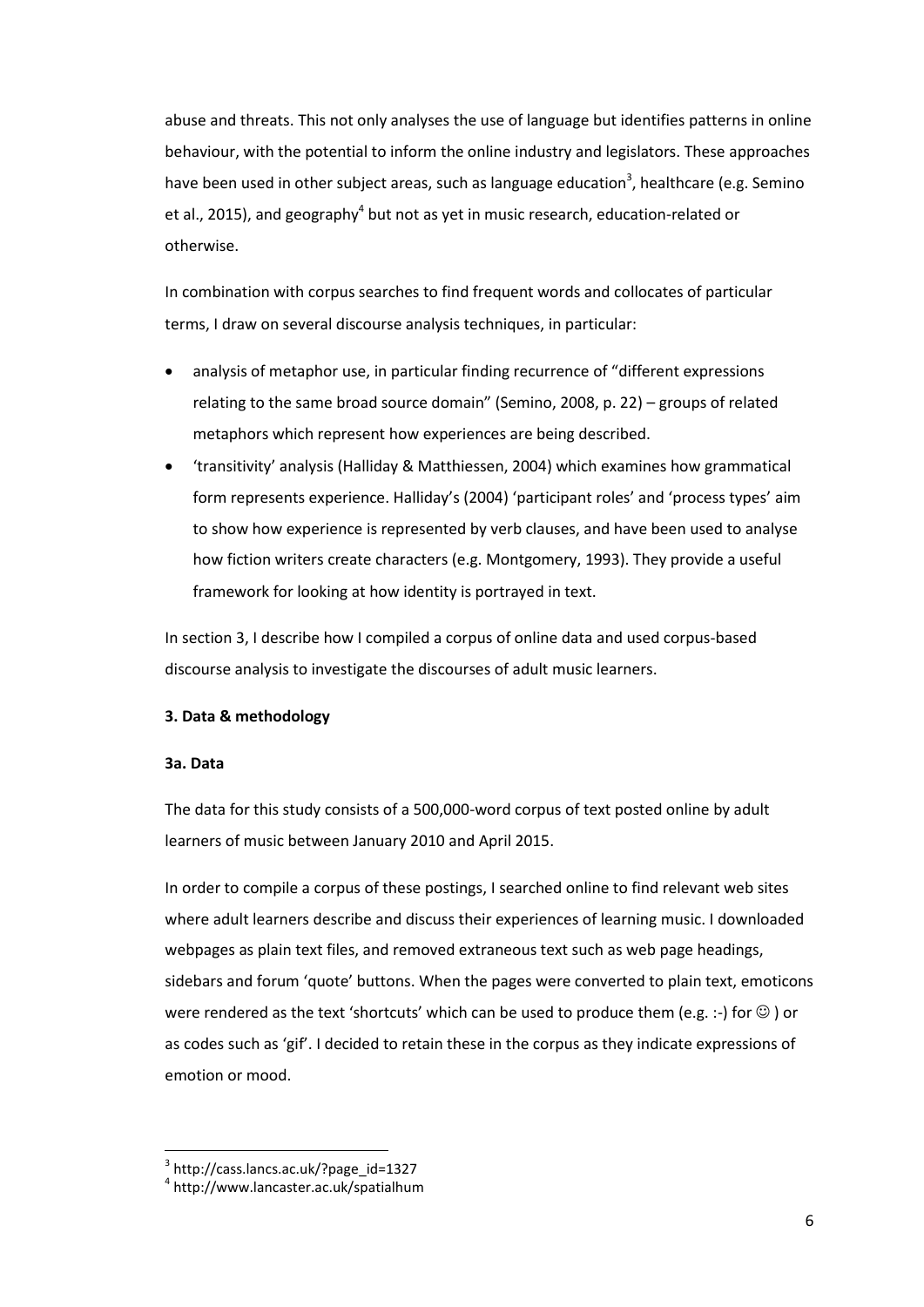abuse and threats. This not only analyses the use of language but identifies patterns in online behaviour, with the potential to inform the online industry and legislators. These approaches have been used in other subject areas, such as language education[3], healthcare (e.g. Semino et al., 2015), and geography[4] but not as yet in music research, education-related or otherwise.

In combination with corpus searches to find frequent words and collocates of particular terms, I draw on several discourse analysis techniques, in particular:

- analysis of metaphor use, in particular finding recurrence of "different expressions relating to the same broad source domain" (Semino, 2008, p. 22) – groups of related metaphors which represent how experiences are being described.
- 'transitivity' analysis (Halliday & Matthiessen, 2004) which examines how grammatical form represents experience. Halliday's (2004) 'participant roles' and 'process types' aim to show how experience is represented by verb clauses, and have been used to analyse how fiction writers create characters (e.g. Montgomery, 1993). They provide a useful framework for looking at how identity is portrayed in text.

In section 3, I describe how I compiled a corpus of online data and used corpus-based discourse analysis to investigate the discourses of adult music learners.

**3. Data & methodology**

**3a. Data**

The data for this study consists of a 500,000-word corpus of text posted online by adult learners of music between January 2010 and April 2015.

In order to compile a corpus of these postings, I searched online to find relevant web sites where adult learners describe and discuss their experiences of learning music. I downloaded webpages as plain text files, and removed extraneous text such as web page headings, sidebars and forum 'quote' buttons. When the pages were converted to plain text, emoticons were rendered as the text 'shortcuts' which can be used to produce them (e.g. :-) for ☺ ) or as codes such as 'gif'. I decided to retain these in the corpus as they indicate expressions of emotion or mood.

[3] http://cass.lancs.ac.uk/?page_id=1327

[4] http://www.lancaster.ac.uk/spatialhum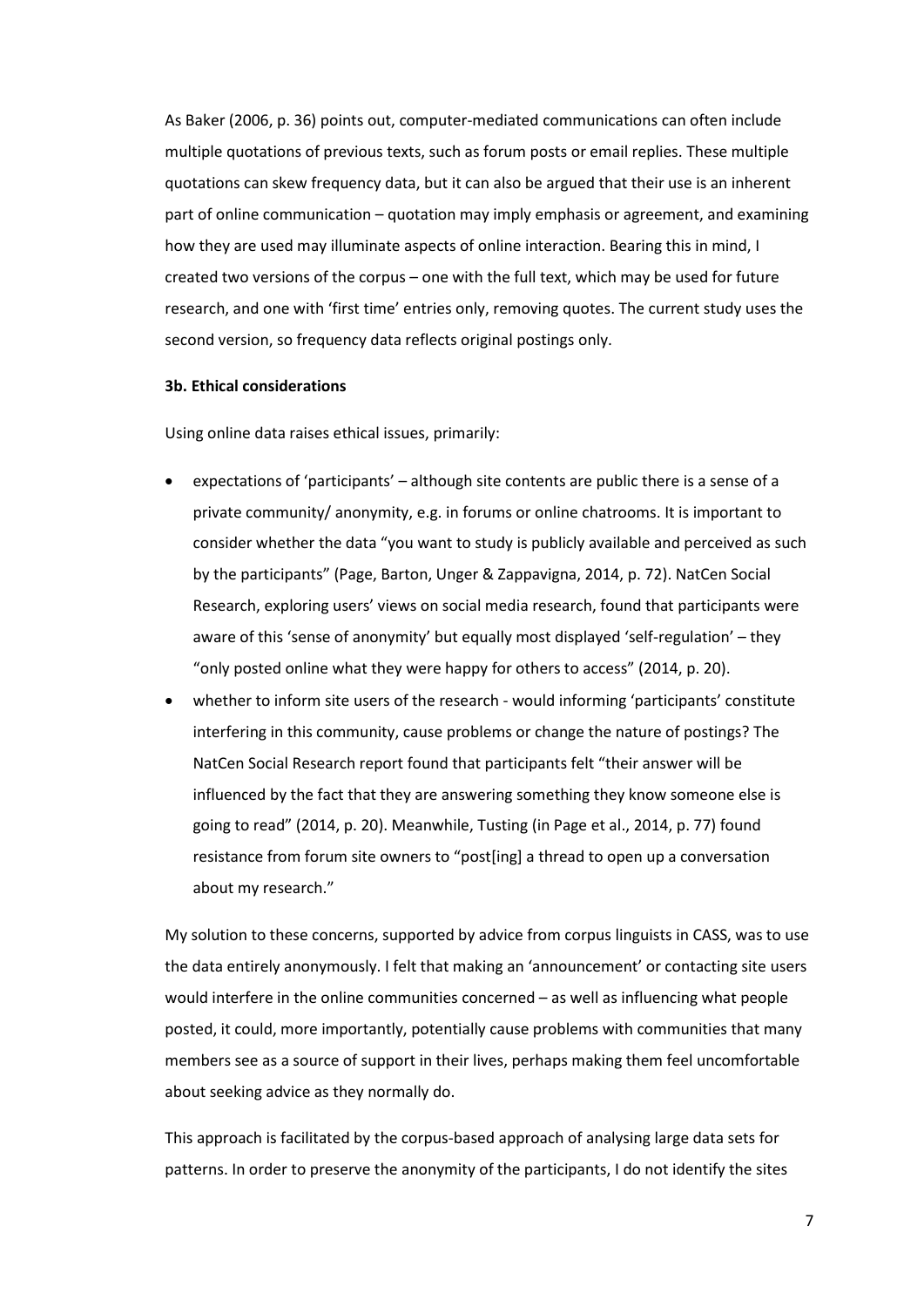As Baker (2006, p. 36) points out, computer-mediated communications can often include multiple quotations of previous texts, such as forum posts or email replies. These multiple quotations can skew frequency data, but it can also be argued that their use is an inherent part of online communication – quotation may imply emphasis or agreement, and examining how they are used may illuminate aspects of online interaction. Bearing this in mind, I created two versions of the corpus – one with the full text, which may be used for future research, and one with 'first time' entries only, removing quotes. The current study uses the second version, so frequency data reflects original postings only.

**3b. Ethical considerations**

Using online data raises ethical issues, primarily:

- expectations of 'participants' – although site contents are public there is a sense of a private community/ anonymity, e.g. in forums or online chatrooms. It is important to consider whether the data "you want to study is publicly available and perceived as such by the participants" (Page, Barton, Unger & Zappavigna, 2014, p. 72). NatCen Social Research, exploring users' views on social media research, found that participants were aware of this 'sense of anonymity' but equally most displayed 'self-regulation' – they "only posted online what they were happy for others to access" (2014, p. 20).
- whether to inform site users of the research - would informing 'participants' constitute interfering in this community, cause problems or change the nature of postings? The NatCen Social Research report found that participants felt "their answer will be influenced by the fact that they are answering something they know someone else is going to read" (2014, p. 20). Meanwhile, Tusting (in Page et al., 2014, p. 77) found resistance from forum site owners to "post[ing] a thread to open up a conversation about my research."

My solution to these concerns, supported by advice from corpus linguists in CASS, was to use the data entirely anonymously. I felt that making an 'announcement' or contacting site users would interfere in the online communities concerned – as well as influencing what people posted, it could, more importantly, potentially cause problems with communities that many members see as a source of support in their lives, perhaps making them feel uncomfortable about seeking advice as they normally do.

This approach is facilitated by the corpus-based approach of analysing large data sets for patterns. In order to preserve the anonymity of the participants, I do not identify the sites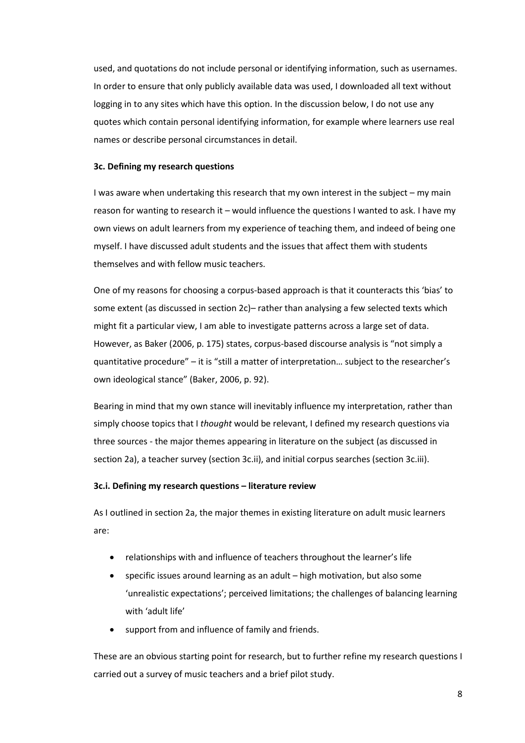used, and quotations do not include personal or identifying information, such as usernames. In order to ensure that only publicly available data was used, I downloaded all text without logging in to any sites which have this option. In the discussion below, I do not use any quotes which contain personal identifying information, for example where learners use real names or describe personal circumstances in detail.

### 3c. Defining my research questions

I was aware when undertaking this research that my own interest in the subject – my main reason for wanting to research it – would influence the questions I wanted to ask. I have my own views on adult learners from my experience of teaching them, and indeed of being one myself. I have discussed adult students and the issues that affect them with students themselves and with fellow music teachers.

One of my reasons for choosing a corpus-based approach is that it counteracts this 'bias' to some extent (as discussed in section 2c)– rather than analysing a few selected texts which might fit a particular view, I am able to investigate patterns across a large set of data. However, as Baker (2006, p. 175) states, corpus-based discourse analysis is "not simply a quantitative procedure" – it is "still a matter of interpretation… subject to the researcher's own ideological stance" (Baker, 2006, p. 92).

Bearing in mind that my own stance will inevitably influence my interpretation, rather than simply choose topics that I *thought* would be relevant, I defined my research questions via three sources - the major themes appearing in literature on the subject (as discussed in section 2a), a teacher survey (section 3c.ii), and initial corpus searches (section 3c.iii).

### 3c.i. Defining my research questions – literature review

As I outlined in section 2a, the major themes in existing literature on adult music learners are:

- relationships with and influence of teachers throughout the learner's life
- specific issues around learning as an adult – high motivation, but also some 'unrealistic expectations'; perceived limitations; the challenges of balancing learning with 'adult life'
- support from and influence of family and friends.

These are an obvious starting point for research, but to further refine my research questions I carried out a survey of music teachers and a brief pilot study.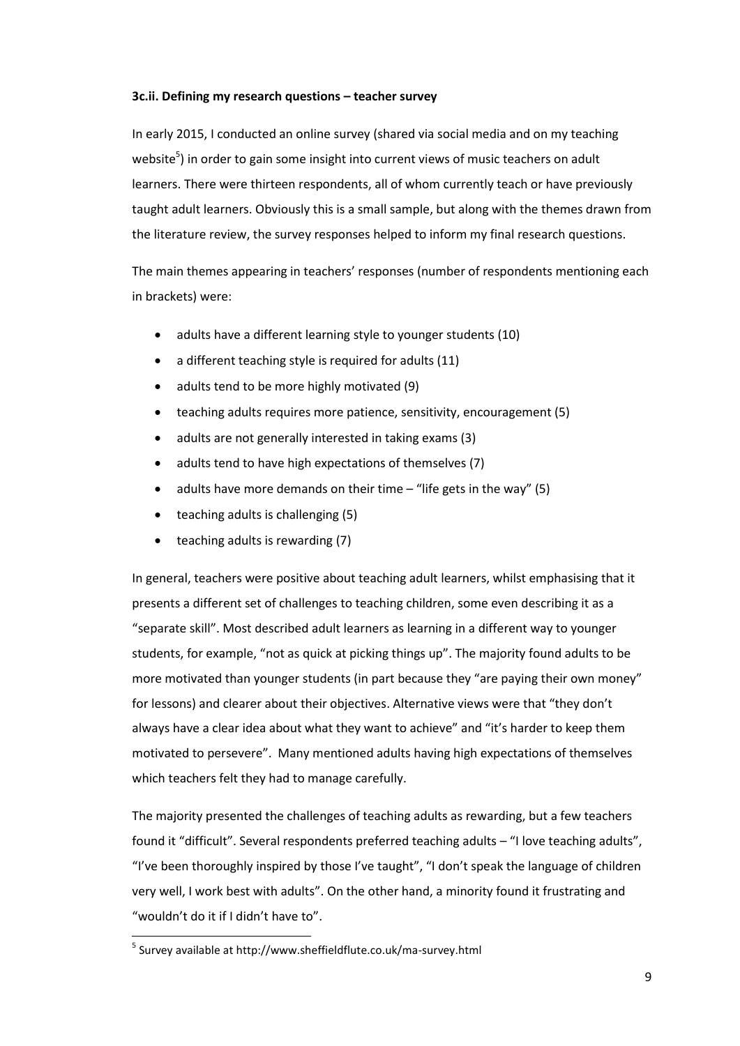**3c.ii. Defining my research questions – teacher survey**

In early 2015, I conducted an online survey (shared via social media and on my teaching website[5]) in order to gain some insight into current views of music teachers on adult learners. There were thirteen respondents, all of whom currently teach or have previously taught adult learners. Obviously this is a small sample, but along with the themes drawn from the literature review, the survey responses helped to inform my final research questions.

The main themes appearing in teachers' responses (number of respondents mentioning each in brackets) were:

- adults have a different learning style to younger students (10)
- a different teaching style is required for adults (11)
- adults tend to be more highly motivated (9)
- teaching adults requires more patience, sensitivity, encouragement (5)
- adults are not generally interested in taking exams (3)
- adults tend to have high expectations of themselves (7)
- adults have more demands on their time – "life gets in the way" (5)
- teaching adults is challenging (5)
- teaching adults is rewarding (7)

In general, teachers were positive about teaching adult learners, whilst emphasising that it presents a different set of challenges to teaching children, some even describing it as a "separate skill". Most described adult learners as learning in a different way to younger students, for example, "not as quick at picking things up". The majority found adults to be more motivated than younger students (in part because they "are paying their own money" for lessons) and clearer about their objectives. Alternative views were that "they don't always have a clear idea about what they want to achieve" and "it's harder to keep them motivated to persevere". Many mentioned adults having high expectations of themselves which teachers felt they had to manage carefully.

The majority presented the challenges of teaching adults as rewarding, but a few teachers found it "difficult". Several respondents preferred teaching adults – "I love teaching adults", "I've been thoroughly inspired by those I've taught", "I don't speak the language of children very well, I work best with adults". On the other hand, a minority found it frustrating and "wouldn't do it if I didn't have to".

[5] Survey available at http://www.sheffieldflute.co.uk/ma-survey.html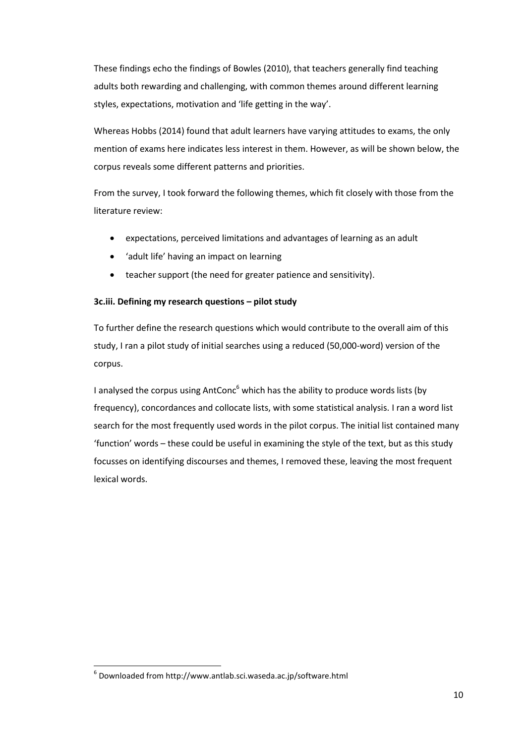These findings echo the findings of Bowles (2010), that teachers generally find teaching adults both rewarding and challenging, with common themes around different learning styles, expectations, motivation and 'life getting in the way'.

Whereas Hobbs (2014) found that adult learners have varying attitudes to exams, the only mention of exams here indicates less interest in them. However, as will be shown below, the corpus reveals some different patterns and priorities.

From the survey, I took forward the following themes, which fit closely with those from the literature review:

- expectations, perceived limitations and advantages of learning as an adult
- 'adult life' having an impact on learning
- teacher support (the need for greater patience and sensitivity).

**3c.iii. Defining my research questions – pilot study**

To further define the research questions which would contribute to the overall aim of this study, I ran a pilot study of initial searches using a reduced (50,000-word) version of the corpus.

I analysed the corpus using AntConc[6] which has the ability to produce words lists (by frequency), concordances and collocate lists, with some statistical analysis. I ran a word list search for the most frequently used words in the pilot corpus. The initial list contained many 'function' words – these could be useful in examining the style of the text, but as this study focusses on identifying discourses and themes, I removed these, leaving the most frequent lexical words.

[6] Downloaded from http://www.antlab.sci.waseda.ac.jp/software.html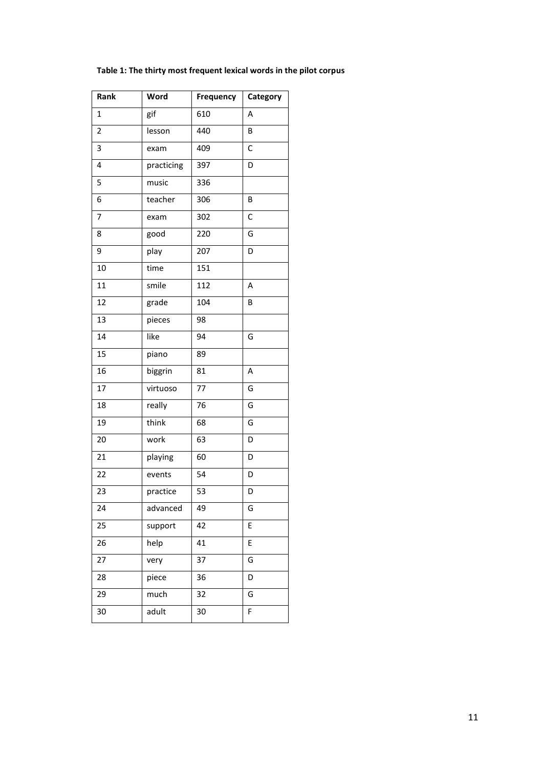**Table 1: The thirty most frequent lexical words in the pilot corpus**

| Rank | Word | Frequency | Category |
|---|---|---|---|
| 1 | gif | 610 | A |
| 2 | lesson | 440 | B |
| 3 | exam | 409 | C |
| 4 | practicing | 397 | D |
| 5 | music | 336 | |
| 6 | teacher | 306 | B |
| 7 | exam | 302 | C |
| 8 | good | 220 | G |
| 9 | play | 207 | D |
| 10 | time | 151 | |
| 11 | smile | 112 | A |
| 12 | grade | 104 | B |
| 13 | pieces | 98 | |
| 14 | like | 94 | G |
| 15 | piano | 89 | |
| 16 | biggrin | 81 | A |
| 17 | virtuoso | 77 | G |
| 18 | really | 76 | G |
| 19 | think | 68 | G |
| 20 | work | 63 | D |
| 21 | playing | 60 | D |
| 22 | events | 54 | D |
| 23 | practice | 53 | D |
| 24 | advanced | 49 | G |
| 25 | support | 42 | E |
| 26 | help | 41 | E |
| 27 | very | 37 | G |
| 28 | piece | 36 | D |
| 29 | much | 32 | G |
| 30 | adult | 30 | F |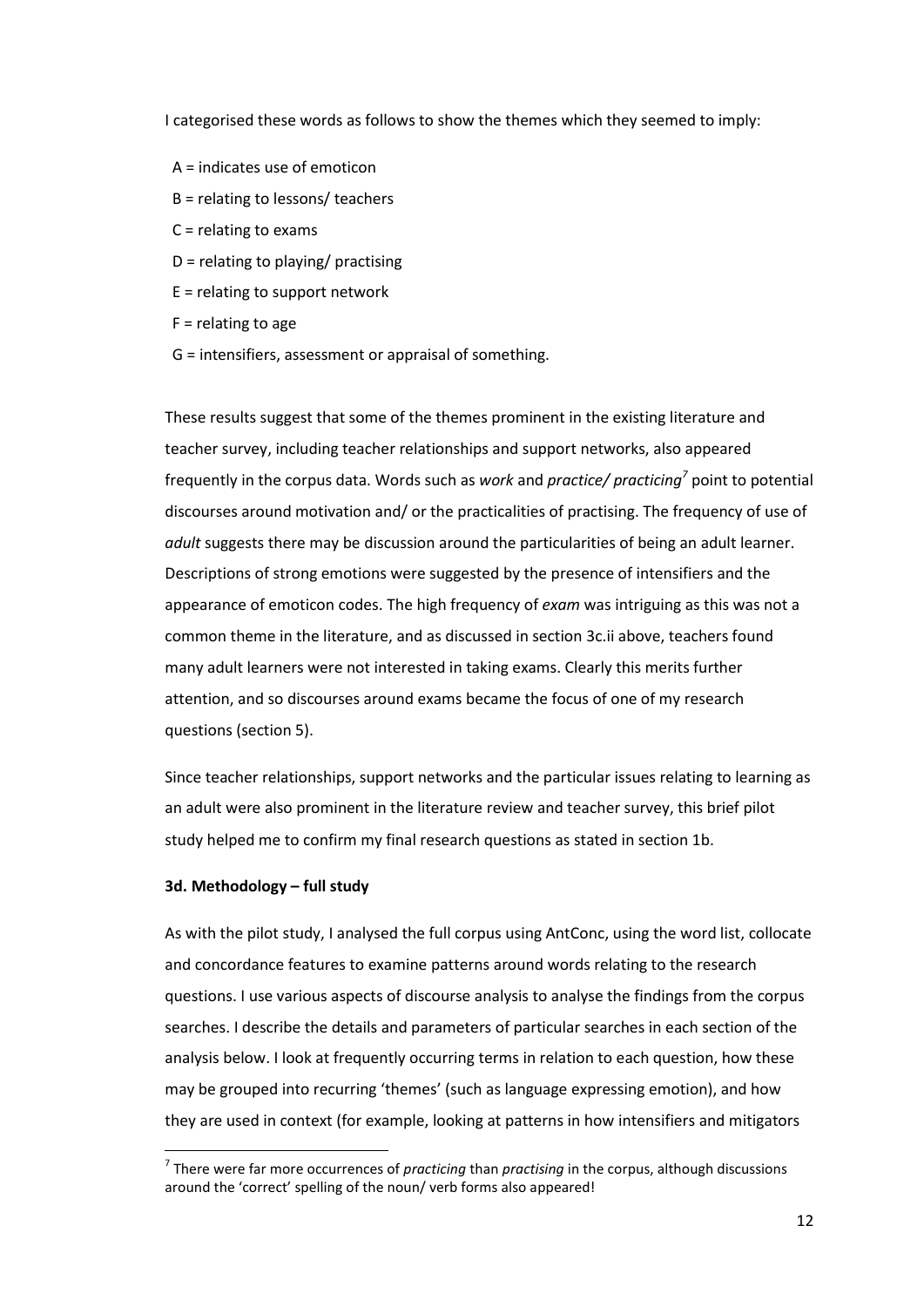I categorised these words as follows to show the themes which they seemed to imply:

A = indicates use of emoticon

B = relating to lessons/ teachers

C = relating to exams

D = relating to playing/ practising

E = relating to support network

F = relating to age

G = intensifiers, assessment or appraisal of something.

These results suggest that some of the themes prominent in the existing literature and teacher survey, including teacher relationships and support networks, also appeared frequently in the corpus data. Words such as *work* and *practice/ practicing*[7] point to potential discourses around motivation and/ or the practicalities of practising. The frequency of use of *adult* suggests there may be discussion around the particularities of being an adult learner. Descriptions of strong emotions were suggested by the presence of intensifiers and the appearance of emoticon codes. The high frequency of *exam* was intriguing as this was not a common theme in the literature, and as discussed in section 3c.ii above, teachers found many adult learners were not interested in taking exams. Clearly this merits further attention, and so discourses around exams became the focus of one of my research questions (section 5).

Since teacher relationships, support networks and the particular issues relating to learning as an adult were also prominent in the literature review and teacher survey, this brief pilot study helped me to confirm my final research questions as stated in section 1b.

**3d. Methodology – full study**

As with the pilot study, I analysed the full corpus using AntConc, using the word list, collocate and concordance features to examine patterns around words relating to the research questions. I use various aspects of discourse analysis to analyse the findings from the corpus searches. I describe the details and parameters of particular searches in each section of the analysis below. I look at frequently occurring terms in relation to each question, how these may be grouped into recurring 'themes' (such as language expressing emotion), and how they are used in context (for example, looking at patterns in how intensifiers and mitigators

[7] There were far more occurrences of *practicing* than *practising* in the corpus, although discussions around the 'correct' spelling of the noun/ verb forms also appeared!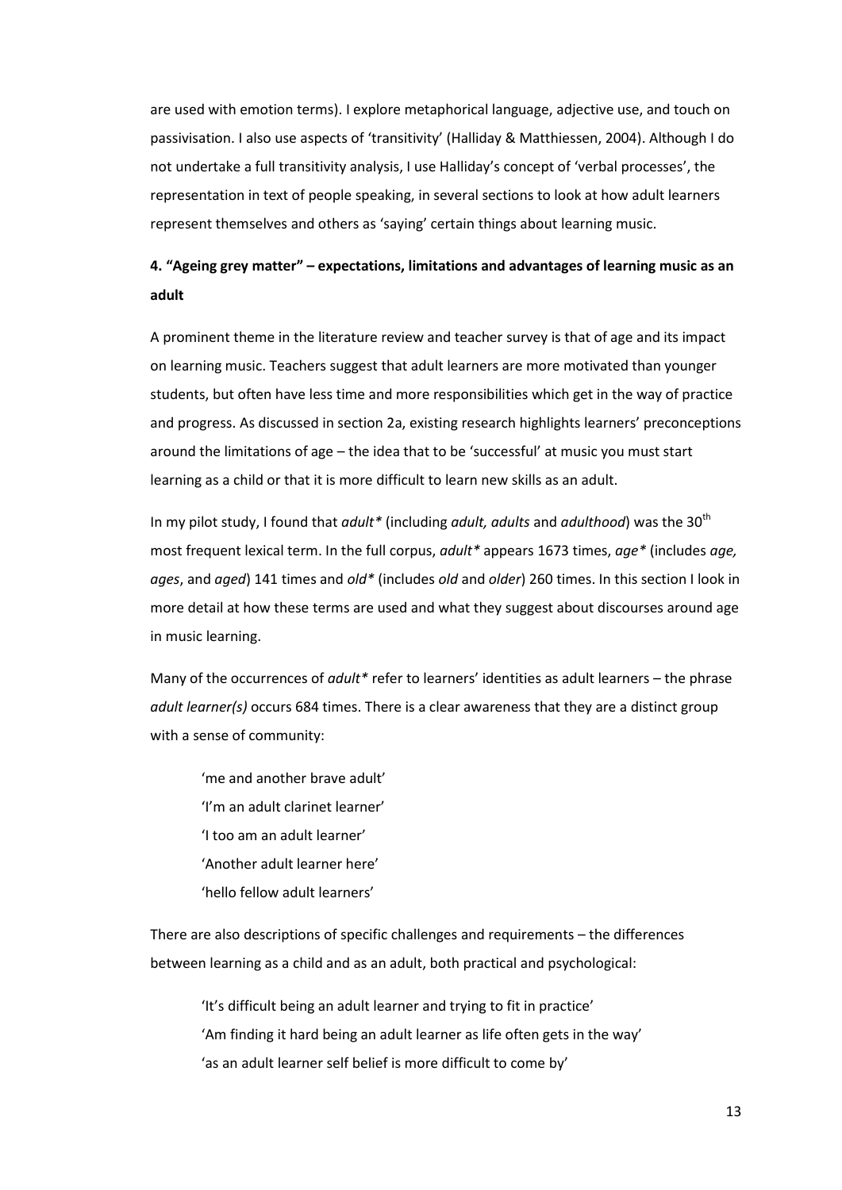are used with emotion terms). I explore metaphorical language, adjective use, and touch on passivisation. I also use aspects of 'transitivity' (Halliday & Matthiessen, 2004). Although I do not undertake a full transitivity analysis, I use Halliday's concept of 'verbal processes', the representation in text of people speaking, in several sections to look at how adult learners represent themselves and others as 'saying' certain things about learning music.

## 4. "Ageing grey matter" – expectations, limitations and advantages of learning music as an adult

A prominent theme in the literature review and teacher survey is that of age and its impact on learning music. Teachers suggest that adult learners are more motivated than younger students, but often have less time and more responsibilities which get in the way of practice and progress. As discussed in section 2a, existing research highlights learners' preconceptions around the limitations of age – the idea that to be 'successful' at music you must start learning as a child or that it is more difficult to learn new skills as an adult.

In my pilot study, I found that *adult** (including *adult, adults* and *adulthood*) was the 30th most frequent lexical term. In the full corpus, *adult** appears 1673 times, *age** (includes *age, ages*, and *aged*) 141 times and *old** (includes *old* and *older*) 260 times. In this section I look in more detail at how these terms are used and what they suggest about discourses around age in music learning.

Many of the occurrences of *adult** refer to learners' identities as adult learners – the phrase *adult learner(s)* occurs 684 times. There is a clear awareness that they are a distinct group with a sense of community:

> 'me and another brave adult'
> 'I'm an adult clarinet learner'
> 'I too am an adult learner'
> 'Another adult learner here'
> 'hello fellow adult learners'

There are also descriptions of specific challenges and requirements – the differences between learning as a child and as an adult, both practical and psychological:

> 'It's difficult being an adult learner and trying to fit in practice'
> 'Am finding it hard being an adult learner as life often gets in the way'
> 'as an adult learner self belief is more difficult to come by'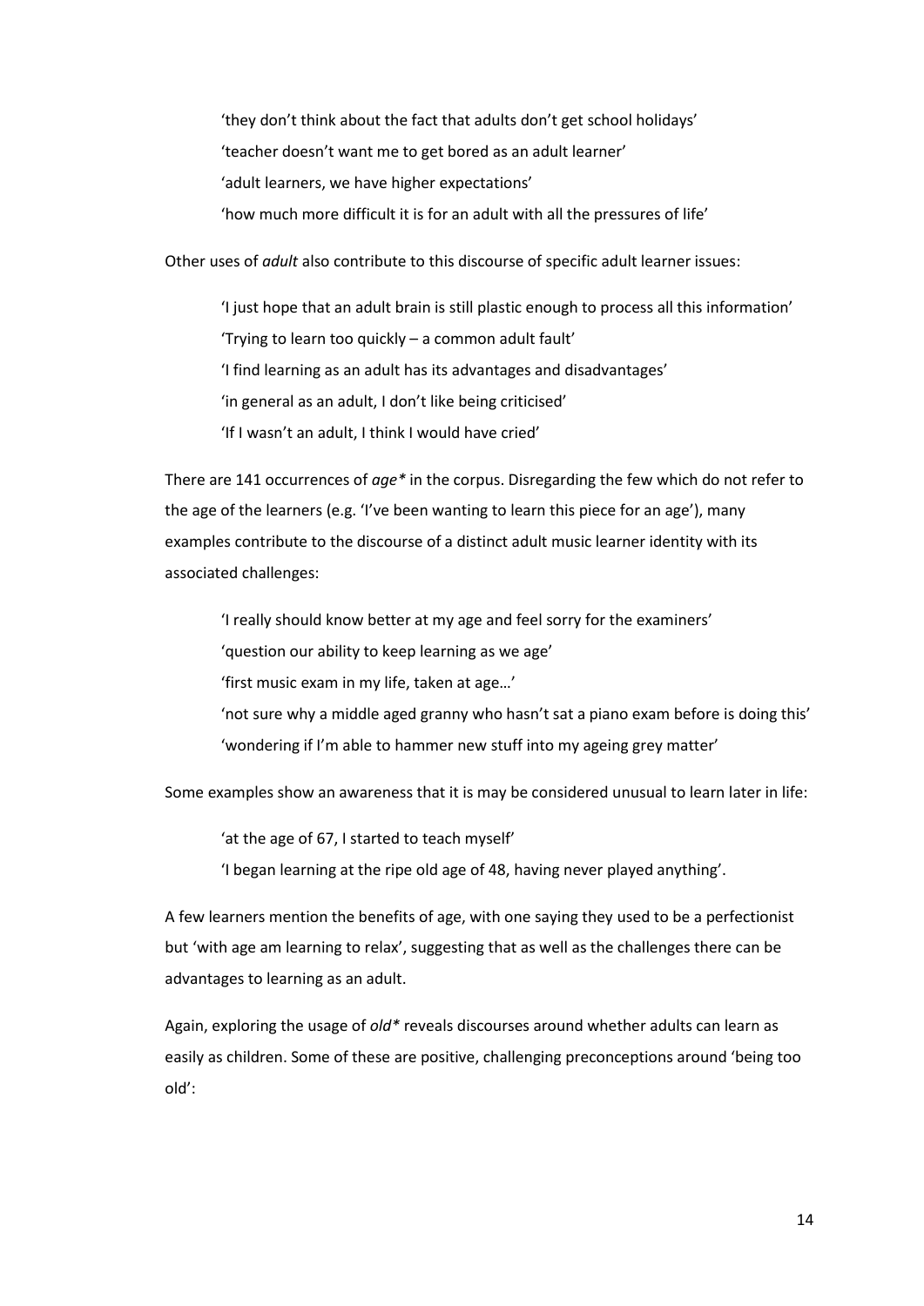> ‘they don’t think about the fact that adults don’t get school holidays’
>
> ‘teacher doesn’t want me to get bored as an adult learner’
>
> ‘adult learners, we have higher expectations’
>
> ‘how much more difficult it is for an adult with all the pressures of life’

Other uses of *adult* also contribute to this discourse of specific adult learner issues:

> ‘I just hope that an adult brain is still plastic enough to process all this information’
>
> ‘Trying to learn too quickly – a common adult fault’
>
> ‘I find learning as an adult has its advantages and disadvantages’
>
> ‘in general as an adult, I don’t like being criticised’
>
> ‘If I wasn’t an adult, I think I would have cried’

There are 141 occurrences of *age** in the corpus. Disregarding the few which do not refer to the age of the learners (e.g. ‘I’ve been wanting to learn this piece for an age’), many examples contribute to the discourse of a distinct adult music learner identity with its associated challenges:

> ‘I really should know better at my age and feel sorry for the examiners’
>
> ‘question our ability to keep learning as we age’
>
> ‘first music exam in my life, taken at age…’
>
> ‘not sure why a middle aged granny who hasn’t sat a piano exam before is doing this’
>
> ‘wondering if I’m able to hammer new stuff into my ageing grey matter’

Some examples show an awareness that it is may be considered unusual to learn later in life:

> ‘at the age of 67, I started to teach myself’
>
> ‘I began learning at the ripe old age of 48, having never played anything’.

A few learners mention the benefits of age, with one saying they used to be a perfectionist but ‘with age am learning to relax’, suggesting that as well as the challenges there can be advantages to learning as an adult.

Again, exploring the usage of *old** reveals discourses around whether adults can learn as easily as children. Some of these are positive, challenging preconceptions around ‘being too old’: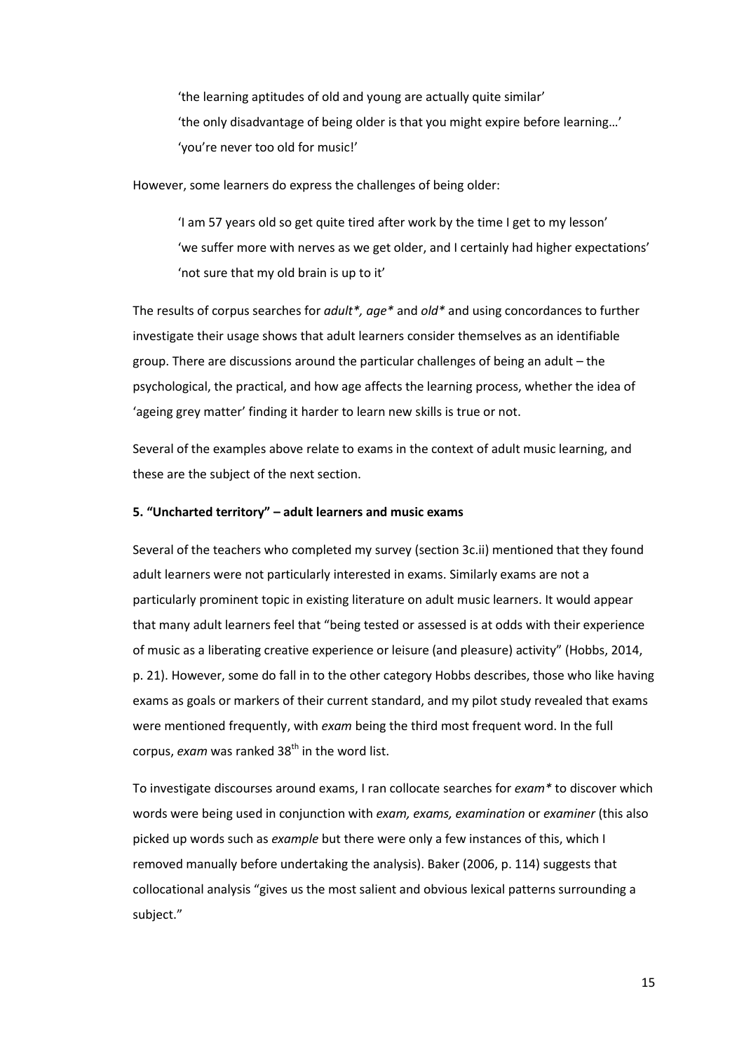> 'the learning aptitudes of old and young are actually quite similar'
> 'the only disadvantage of being older is that you might expire before learning…'
> 'you're never too old for music!'

However, some learners do express the challenges of being older:

> 'I am 57 years old so get quite tired after work by the time I get to my lesson'
> 'we suffer more with nerves as we get older, and I certainly had higher expectations'
> 'not sure that my old brain is up to it'

The results of corpus searches for *adult*, age** and *old** and using concordances to further investigate their usage shows that adult learners consider themselves as an identifiable group. There are discussions around the particular challenges of being an adult – the psychological, the practical, and how age affects the learning process, whether the idea of 'ageing grey matter' finding it harder to learn new skills is true or not.

Several of the examples above relate to exams in the context of adult music learning, and these are the subject of the next section.

### 5. "Uncharted territory" – adult learners and music exams

Several of the teachers who completed my survey (section 3c.ii) mentioned that they found adult learners were not particularly interested in exams. Similarly exams are not a particularly prominent topic in existing literature on adult music learners. It would appear that many adult learners feel that "being tested or assessed is at odds with their experience of music as a liberating creative experience or leisure (and pleasure) activity" (Hobbs, 2014, p. 21). However, some do fall in to the other category Hobbs describes, those who like having exams as goals or markers of their current standard, and my pilot study revealed that exams were mentioned frequently, with *exam* being the third most frequent word. In the full corpus, *exam* was ranked 38th in the word list.

To investigate discourses around exams, I ran collocate searches for *exam** to discover which words were being used in conjunction with *exam, exams, examination* or *examiner* (this also picked up words such as *example* but there were only a few instances of this, which I removed manually before undertaking the analysis). Baker (2006, p. 114) suggests that collocational analysis "gives us the most salient and obvious lexical patterns surrounding a subject."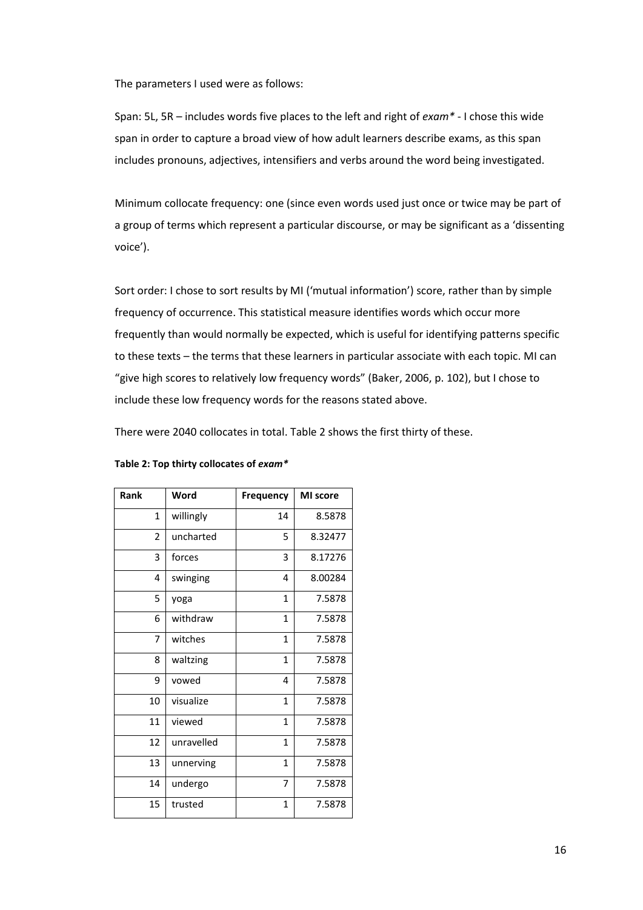The parameters I used were as follows:

Span: 5L, 5R – includes words five places to the left and right of *exam** - I chose this wide span in order to capture a broad view of how adult learners describe exams, as this span includes pronouns, adjectives, intensifiers and verbs around the word being investigated.

Minimum collocate frequency: one (since even words used just once or twice may be part of a group of terms which represent a particular discourse, or may be significant as a 'dissenting voice').

Sort order: I chose to sort results by MI ('mutual information') score, rather than by simple frequency of occurrence. This statistical measure identifies words which occur more frequently than would normally be expected, which is useful for identifying patterns specific to these texts – the terms that these learners in particular associate with each topic. MI can "give high scores to relatively low frequency words" (Baker, 2006, p. 102), but I chose to include these low frequency words for the reasons stated above.

There were 2040 collocates in total. Table 2 shows the first thirty of these.

**Table 2: Top thirty collocates of *exam****

| Rank | Word | Frequency | MI score |
|---|---|---|---|
| 1 | willingly | 14 | 8.5878 |
| 2 | uncharted | 5 | 8.32477 |
| 3 | forces | 3 | 8.17276 |
| 4 | swinging | 4 | 8.00284 |
| 5 | yoga | 1 | 7.5878 |
| 6 | withdraw | 1 | 7.5878 |
| 7 | witches | 1 | 7.5878 |
| 8 | waltzing | 1 | 7.5878 |
| 9 | vowed | 4 | 7.5878 |
| 10 | visualize | 1 | 7.5878 |
| 11 | viewed | 1 | 7.5878 |
| 12 | unravelled | 1 | 7.5878 |
| 13 | unnerving | 1 | 7.5878 |
| 14 | undergo | 7 | 7.5878 |
| 15 | trusted | 1 | 7.5878 |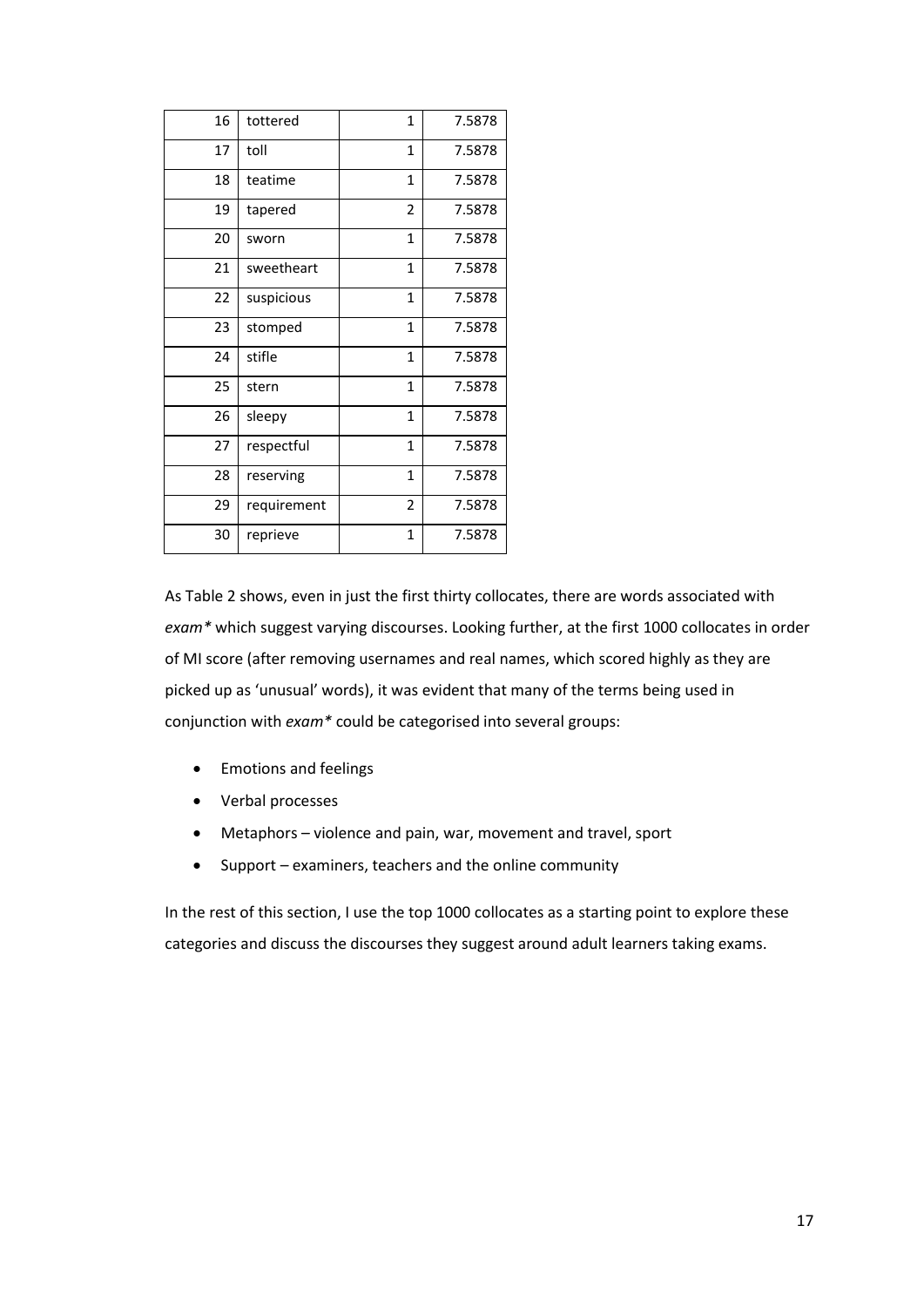| | | | |
|---|---|---|---|
| 16 | tottered | 1 | 7.5878 |
| 17 | toll | 1 | 7.5878 |
| 18 | teatime | 1 | 7.5878 |
| 19 | tapered | 2 | 7.5878 |
| 20 | sworn | 1 | 7.5878 |
| 21 | sweetheart | 1 | 7.5878 |
| 22 | suspicious | 1 | 7.5878 |
| 23 | stomped | 1 | 7.5878 |
| 24 | stifle | 1 | 7.5878 |
| 25 | stern | 1 | 7.5878 |
| 26 | sleepy | 1 | 7.5878 |
| 27 | respectful | 1 | 7.5878 |
| 28 | reserving | 1 | 7.5878 |
| 29 | requirement | 2 | 7.5878 |
| 30 | reprieve | 1 | 7.5878 |

As Table 2 shows, even in just the first thirty collocates, there are words associated with *exam** which suggest varying discourses. Looking further, at the first 1000 collocates in order of MI score (after removing usernames and real names, which scored highly as they are picked up as 'unusual' words), it was evident that many of the terms being used in conjunction with *exam** could be categorised into several groups:

- Emotions and feelings
- Verbal processes
- Metaphors – violence and pain, war, movement and travel, sport
- Support – examiners, teachers and the online community

In the rest of this section, I use the top 1000 collocates as a starting point to explore these categories and discuss the discourses they suggest around adult learners taking exams.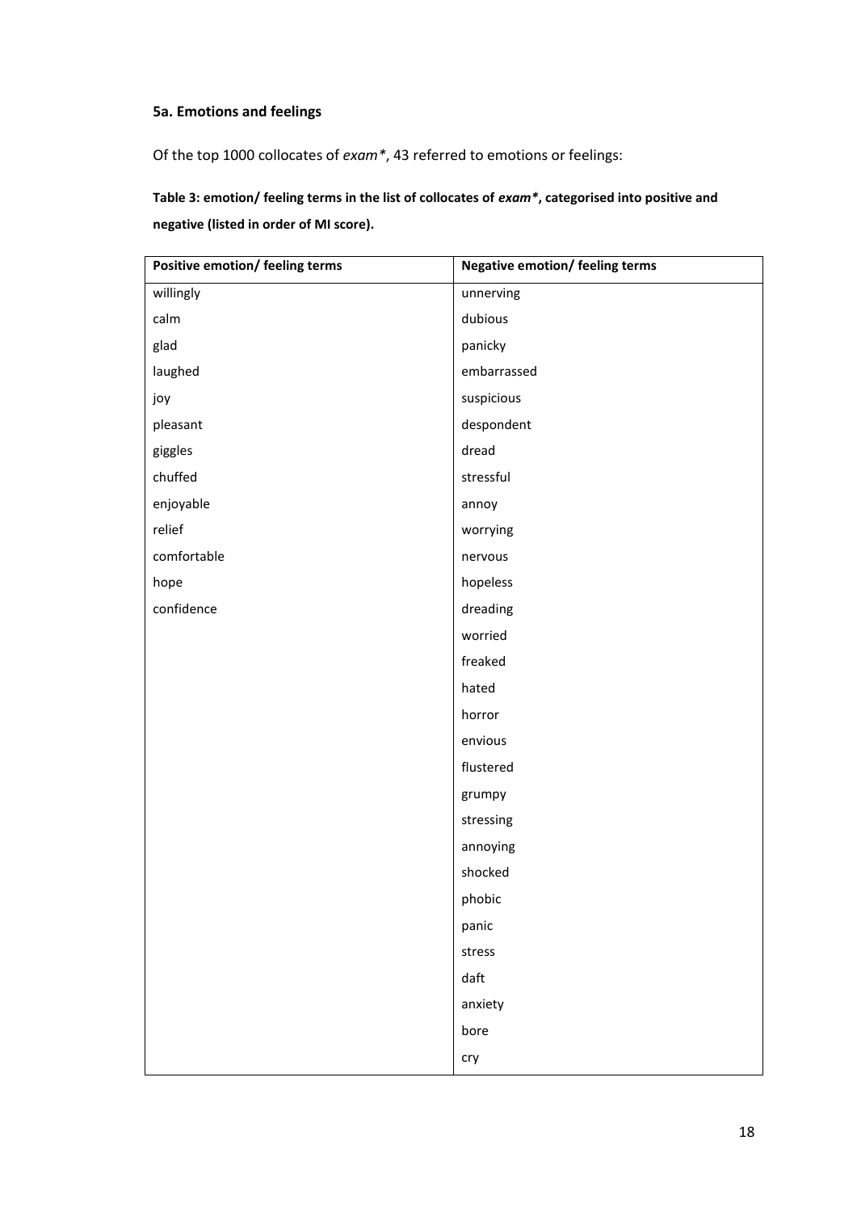### 5a. Emotions and feelings

Of the top 1000 collocates of *exam**, 43 referred to emotions or feelings:

**Table 3: emotion/ feeling terms in the list of collocates of *exam**, categorised into positive and negative (listed in order of MI score).**

| Positive emotion/ feeling terms | Negative emotion/ feeling terms |
|---|---|
| willingly | unnerving |
| calm | dubious |
| glad | panicky |
| laughed | embarrassed |
| joy | suspicious |
| pleasant | despondent |
| giggles | dread |
| chuffed | stressful |
| enjoyable | annoy |
| relief | worrying |
| comfortable | nervous |
| hope | hopeless |
| confidence | dreading |
| | worried |
| | freaked |
| | hated |
| | horror |
| | envious |
| | flustered |
| | grumpy |
| | stressing |
| | annoying |
| | shocked |
| | phobic |
| | panic |
| | stress |
| | daft |
| | anxiety |
| | bore |
| | cry |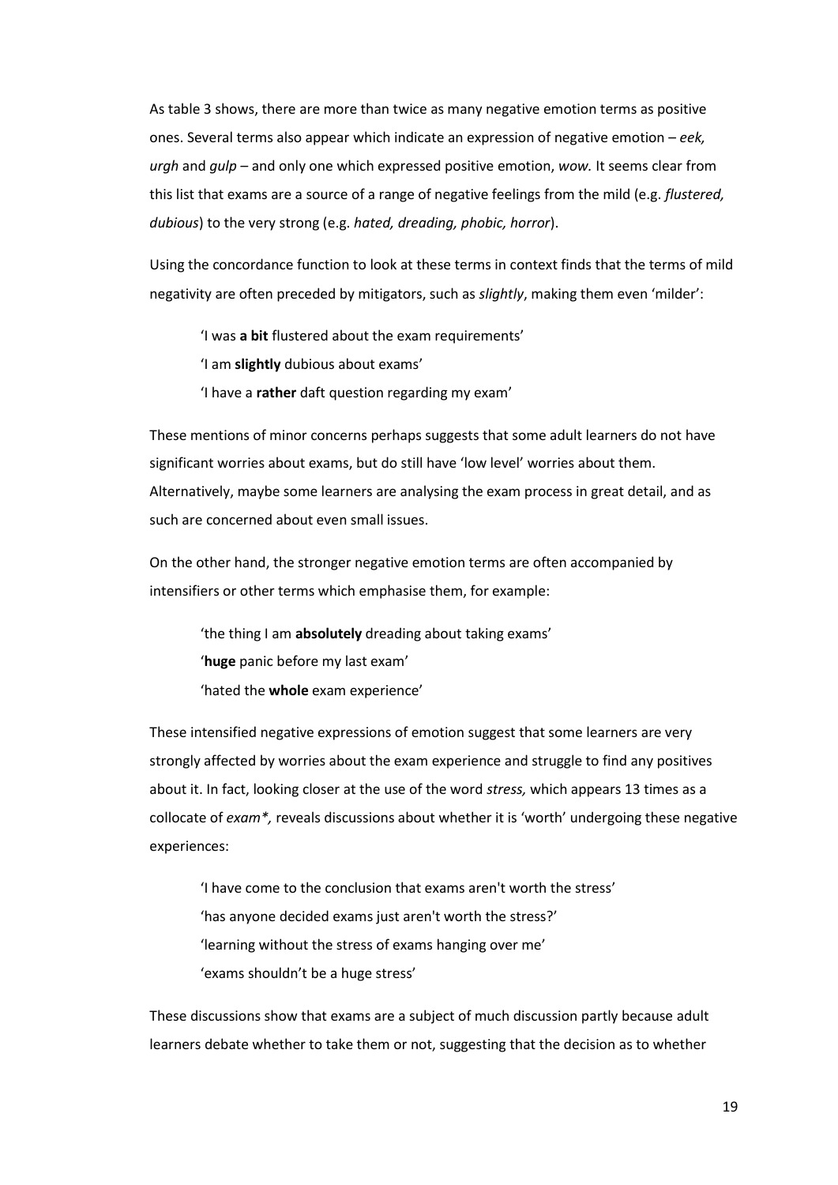As table 3 shows, there are more than twice as many negative emotion terms as positive ones. Several terms also appear which indicate an expression of negative emotion – *eek, urgh* and *gulp* – and only one which expressed positive emotion, *wow.* It seems clear from this list that exams are a source of a range of negative feelings from the mild (e.g. *flustered, dubious*) to the very strong (e.g. *hated, dreading, phobic, horror*).

Using the concordance function to look at these terms in context finds that the terms of mild negativity are often preceded by mitigators, such as *slightly*, making them even 'milder':

> 'I was **a bit** flustered about the exam requirements'
>
> 'I am **slightly** dubious about exams'
>
> 'I have a **rather** daft question regarding my exam'

These mentions of minor concerns perhaps suggests that some adult learners do not have significant worries about exams, but do still have 'low level' worries about them. Alternatively, maybe some learners are analysing the exam process in great detail, and as such are concerned about even small issues.

On the other hand, the stronger negative emotion terms are often accompanied by intensifiers or other terms which emphasise them, for example:

> 'the thing I am **absolutely** dreading about taking exams'
>
> '**huge** panic before my last exam'
>
> 'hated the **whole** exam experience'

These intensified negative expressions of emotion suggest that some learners are very strongly affected by worries about the exam experience and struggle to find any positives about it. In fact, looking closer at the use of the word *stress,* which appears 13 times as a collocate of *exam*,* reveals discussions about whether it is 'worth' undergoing these negative experiences:

> 'I have come to the conclusion that exams aren't worth the stress'
>
> 'has anyone decided exams just aren't worth the stress?'
>
> 'learning without the stress of exams hanging over me'
>
> 'exams shouldn't be a huge stress'

These discussions show that exams are a subject of much discussion partly because adult learners debate whether to take them or not, suggesting that the decision as to whether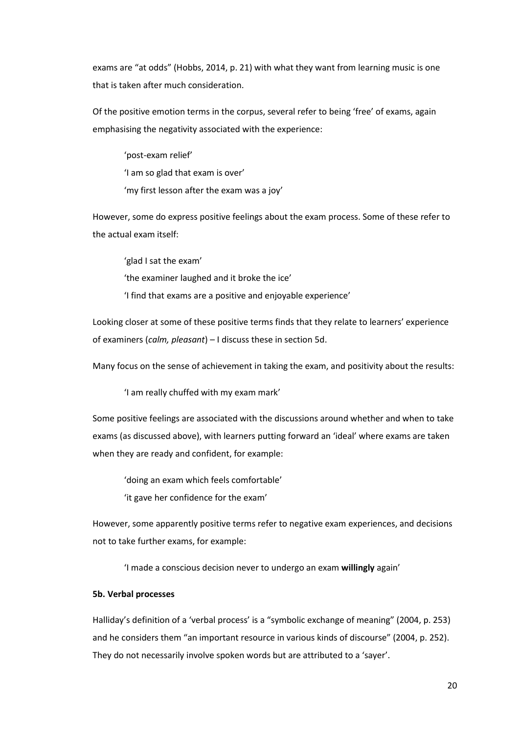exams are "at odds" (Hobbs, 2014, p. 21) with what they want from learning music is one that is taken after much consideration.

Of the positive emotion terms in the corpus, several refer to being 'free' of exams, again emphasising the negativity associated with the experience:

> 'post-exam relief'
>
> 'I am so glad that exam is over'
>
> 'my first lesson after the exam was a joy'

However, some do express positive feelings about the exam process. Some of these refer to the actual exam itself:

> 'glad I sat the exam'
>
> 'the examiner laughed and it broke the ice'
>
> 'I find that exams are a positive and enjoyable experience'

Looking closer at some of these positive terms finds that they relate to learners' experience of examiners (*calm, pleasant*) – I discuss these in section 5d.

Many focus on the sense of achievement in taking the exam, and positivity about the results:

> 'I am really chuffed with my exam mark'

Some positive feelings are associated with the discussions around whether and when to take exams (as discussed above), with learners putting forward an 'ideal' where exams are taken when they are ready and confident, for example:

> 'doing an exam which feels comfortable'
>
> 'it gave her confidence for the exam'

However, some apparently positive terms refer to negative exam experiences, and decisions not to take further exams, for example:

> 'I made a conscious decision never to undergo an exam **willingly** again'

**5b. Verbal processes**

Halliday's definition of a 'verbal process' is a "symbolic exchange of meaning" (2004, p. 253) and he considers them "an important resource in various kinds of discourse" (2004, p. 252). They do not necessarily involve spoken words but are attributed to a 'sayer'.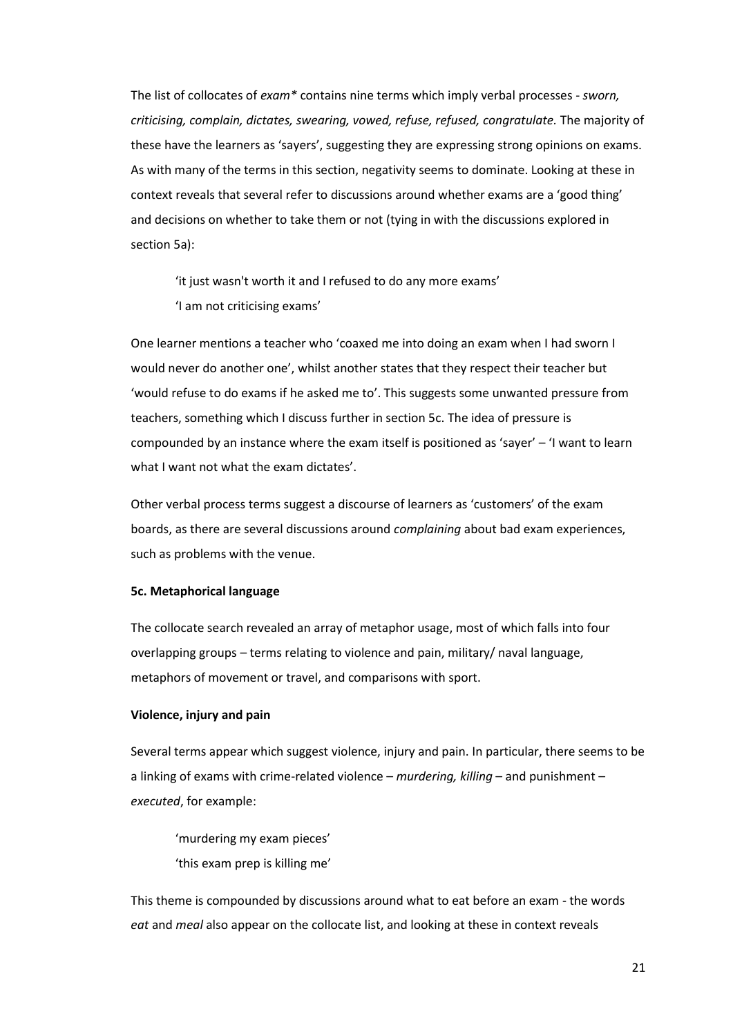The list of collocates of *exam** contains nine terms which imply verbal processes - *sworn, criticising, complain, dictates, swearing, vowed, refuse, refused, congratulate.* The majority of these have the learners as 'sayers', suggesting they are expressing strong opinions on exams. As with many of the terms in this section, negativity seems to dominate. Looking at these in context reveals that several refer to discussions around whether exams are a 'good thing' and decisions on whether to take them or not (tying in with the discussions explored in section 5a):

> 'it just wasn't worth it and I refused to do any more exams'
>
> 'I am not criticising exams'

One learner mentions a teacher who 'coaxed me into doing an exam when I had sworn I would never do another one', whilst another states that they respect their teacher but 'would refuse to do exams if he asked me to'. This suggests some unwanted pressure from teachers, something which I discuss further in section 5c. The idea of pressure is compounded by an instance where the exam itself is positioned as 'sayer' – 'I want to learn what I want not what the exam dictates'.

Other verbal process terms suggest a discourse of learners as 'customers' of the exam boards, as there are several discussions around *complaining* about bad exam experiences, such as problems with the venue.

**5c. Metaphorical language**

The collocate search revealed an array of metaphor usage, most of which falls into four overlapping groups – terms relating to violence and pain, military/ naval language, metaphors of movement or travel, and comparisons with sport.

**Violence, injury and pain**

Several terms appear which suggest violence, injury and pain. In particular, there seems to be a linking of exams with crime-related violence – *murdering, killing* – and punishment – *executed*, for example:

> 'murdering my exam pieces'
>
> 'this exam prep is killing me'

This theme is compounded by discussions around what to eat before an exam - the words *eat* and *meal* also appear on the collocate list, and looking at these in context reveals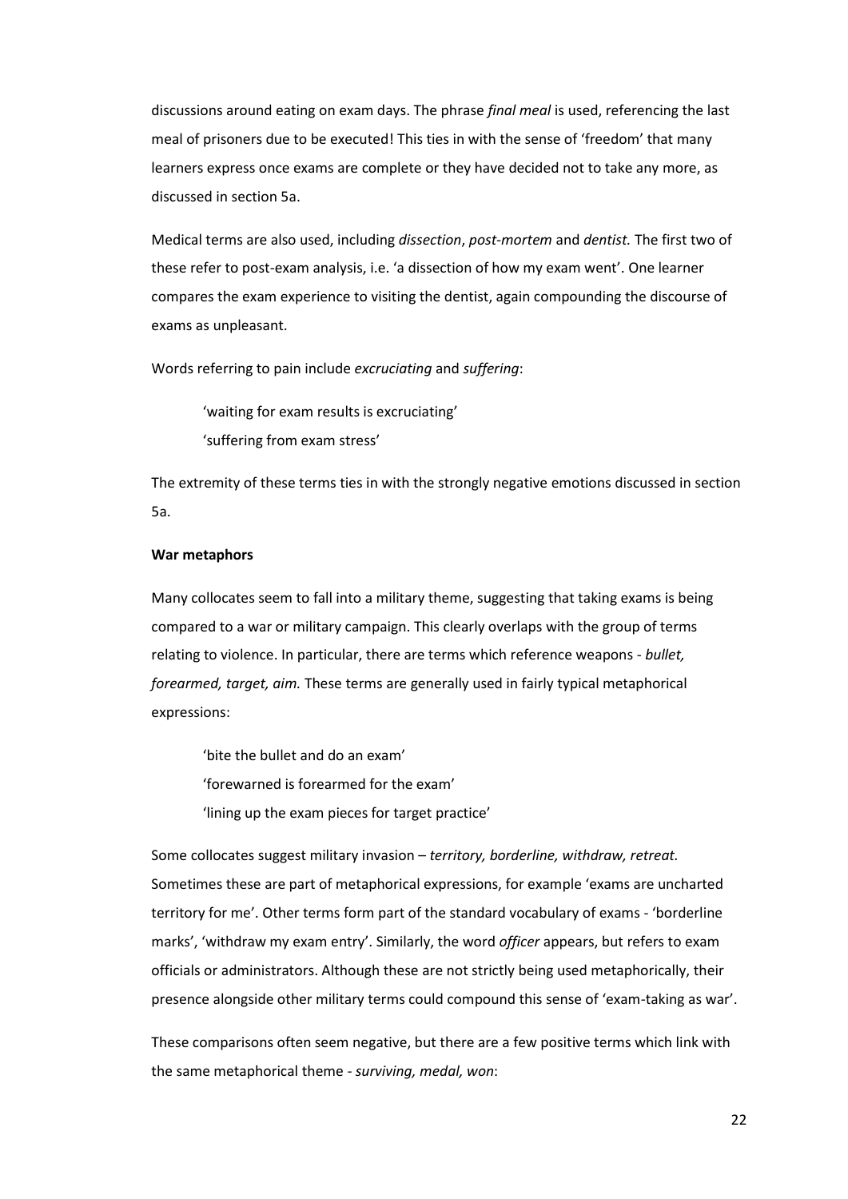discussions around eating on exam days. The phrase *final meal* is used, referencing the last meal of prisoners due to be executed! This ties in with the sense of 'freedom' that many learners express once exams are complete or they have decided not to take any more, as discussed in section 5a.

Medical terms are also used, including *dissection*, *post-mortem* and *dentist.* The first two of these refer to post-exam analysis, i.e. 'a dissection of how my exam went'. One learner compares the exam experience to visiting the dentist, again compounding the discourse of exams as unpleasant.

Words referring to pain include *excruciating* and *suffering*:

> 'waiting for exam results is excruciating'
> 'suffering from exam stress'

The extremity of these terms ties in with the strongly negative emotions discussed in section 5a.

**War metaphors**

Many collocates seem to fall into a military theme, suggesting that taking exams is being compared to a war or military campaign. This clearly overlaps with the group of terms relating to violence. In particular, there are terms which reference weapons - *bullet, forearmed, target, aim.* These terms are generally used in fairly typical metaphorical expressions:

> 'bite the bullet and do an exam'
> 'forewarned is forearmed for the exam'
> 'lining up the exam pieces for target practice'

Some collocates suggest military invasion – *territory, borderline, withdraw, retreat.* Sometimes these are part of metaphorical expressions, for example 'exams are uncharted territory for me'. Other terms form part of the standard vocabulary of exams - 'borderline marks', 'withdraw my exam entry'. Similarly, the word *officer* appears, but refers to exam officials or administrators. Although these are not strictly being used metaphorically, their presence alongside other military terms could compound this sense of 'exam-taking as war'.

These comparisons often seem negative, but there are a few positive terms which link with the same metaphorical theme - *surviving, medal, won*: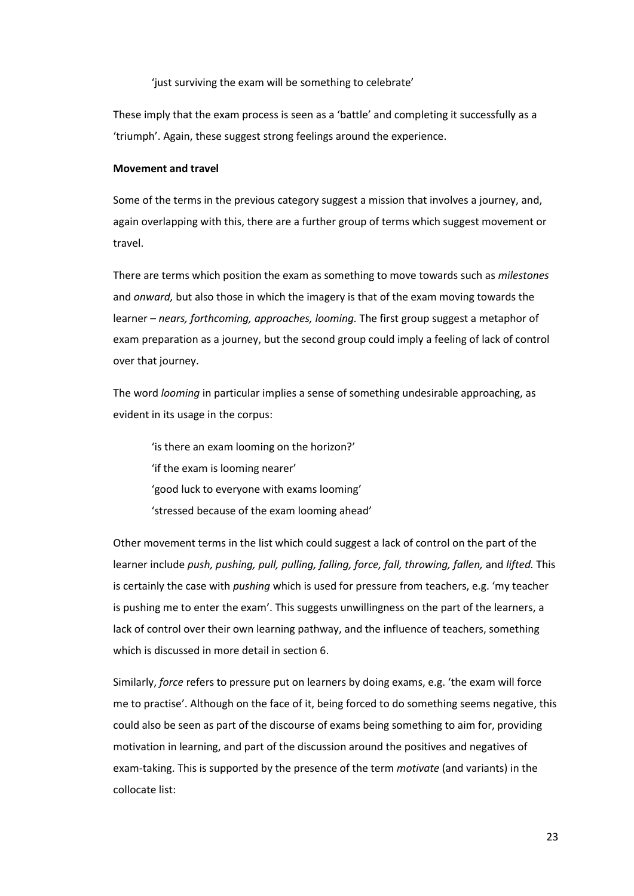'just surviving the exam will be something to celebrate'

These imply that the exam process is seen as a 'battle' and completing it successfully as a 'triumph'. Again, these suggest strong feelings around the experience.

**Movement and travel**

Some of the terms in the previous category suggest a mission that involves a journey, and, again overlapping with this, there are a further group of terms which suggest movement or travel.

There are terms which position the exam as something to move towards such as *milestones* and *onward,* but also those in which the imagery is that of the exam moving towards the learner – *nears, forthcoming, approaches, looming.* The first group suggest a metaphor of exam preparation as a journey, but the second group could imply a feeling of lack of control over that journey.

The word *looming* in particular implies a sense of something undesirable approaching, as evident in its usage in the corpus:

> 'is there an exam looming on the horizon?'
> 'if the exam is looming nearer'
> 'good luck to everyone with exams looming'
> 'stressed because of the exam looming ahead'

Other movement terms in the list which could suggest a lack of control on the part of the learner include *push, pushing, pull, pulling, falling, force, fall, throwing, fallen,* and *lifted.* This is certainly the case with *pushing* which is used for pressure from teachers, e.g. 'my teacher is pushing me to enter the exam'. This suggests unwillingness on the part of the learners, a lack of control over their own learning pathway, and the influence of teachers, something which is discussed in more detail in section 6.

Similarly, *force* refers to pressure put on learners by doing exams, e.g. 'the exam will force me to practise'. Although on the face of it, being forced to do something seems negative, this could also be seen as part of the discourse of exams being something to aim for, providing motivation in learning, and part of the discussion around the positives and negatives of exam-taking. This is supported by the presence of the term *motivate* (and variants) in the collocate list: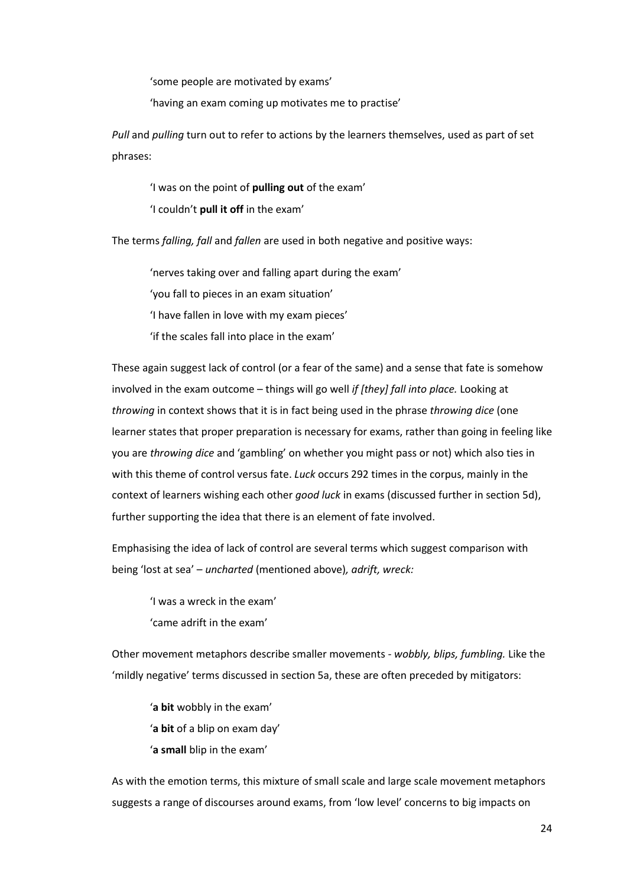'some people are motivated by exams'

'having an exam coming up motivates me to practise'

*Pull* and *pulling* turn out to refer to actions by the learners themselves, used as part of set phrases:

'I was on the point of **pulling out** of the exam'

'I couldn't **pull it off** in the exam'

The terms *falling, fall* and *fallen* are used in both negative and positive ways:

'nerves taking over and falling apart during the exam'

'you fall to pieces in an exam situation'

'I have fallen in love with my exam pieces'

'if the scales fall into place in the exam'

These again suggest lack of control (or a fear of the same) and a sense that fate is somehow involved in the exam outcome – things will go well *if [they] fall into place.* Looking at *throwing* in context shows that it is in fact being used in the phrase *throwing dice* (one learner states that proper preparation is necessary for exams, rather than going in feeling like you are *throwing dice* and 'gambling' on whether you might pass or not) which also ties in with this theme of control versus fate. *Luck* occurs 292 times in the corpus, mainly in the context of learners wishing each other *good luck* in exams (discussed further in section 5d), further supporting the idea that there is an element of fate involved.

Emphasising the idea of lack of control are several terms which suggest comparison with being 'lost at sea' – *uncharted* (mentioned above), *adrift, wreck:*

'I was a wreck in the exam'

'came adrift in the exam'

Other movement metaphors describe smaller movements - *wobbly, blips, fumbling.* Like the 'mildly negative' terms discussed in section 5a, these are often preceded by mitigators:

'**a bit** wobbly in the exam'

'**a bit** of a blip on exam day'

'**a small** blip in the exam'

As with the emotion terms, this mixture of small scale and large scale movement metaphors suggests a range of discourses around exams, from 'low level' concerns to big impacts on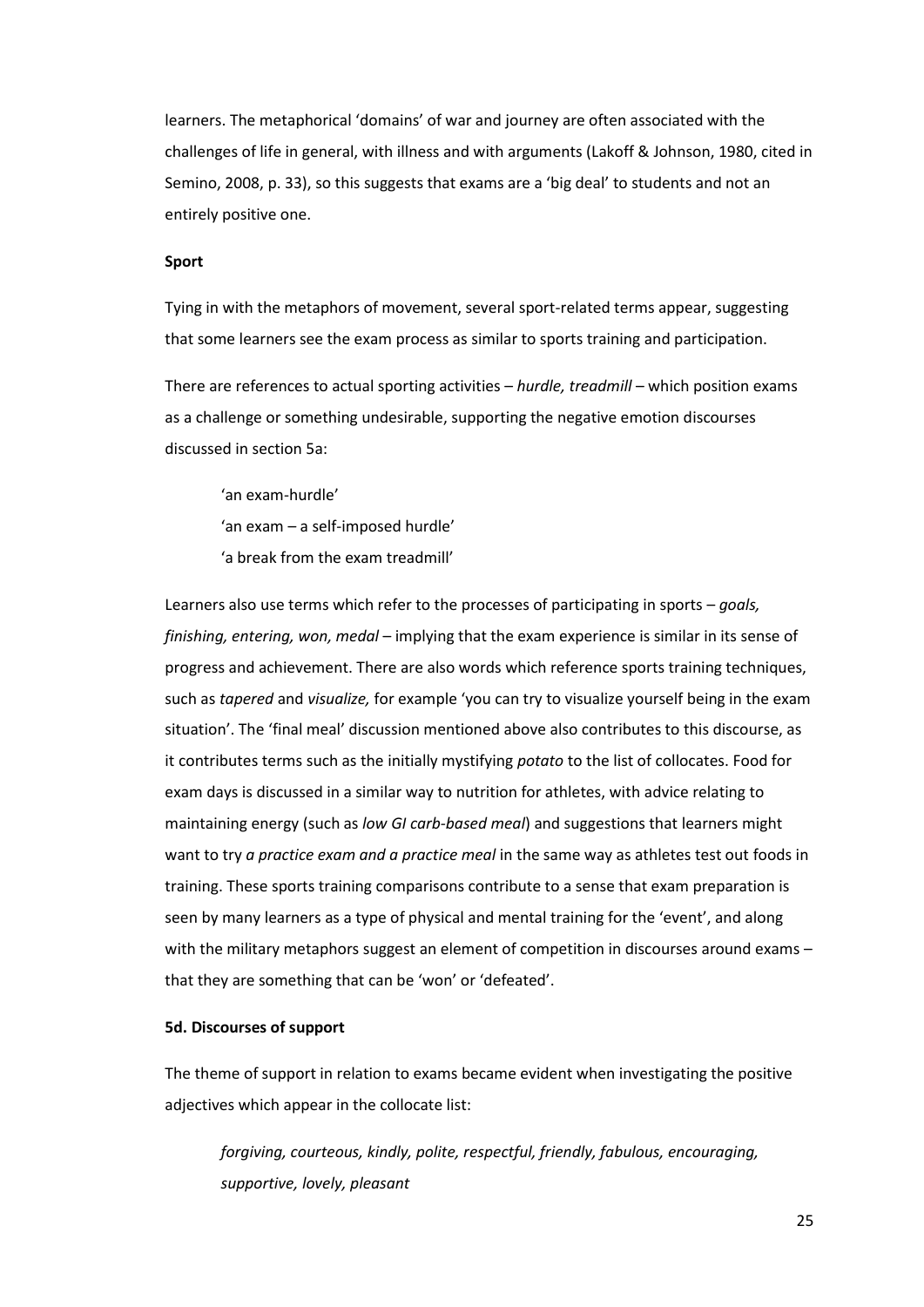learners. The metaphorical 'domains' of war and journey are often associated with the challenges of life in general, with illness and with arguments (Lakoff & Johnson, 1980, cited in Semino, 2008, p. 33), so this suggests that exams are a 'big deal' to students and not an entirely positive one.

**Sport**

Tying in with the metaphors of movement, several sport-related terms appear, suggesting that some learners see the exam process as similar to sports training and participation.

There are references to actual sporting activities – *hurdle, treadmill* – which position exams as a challenge or something undesirable, supporting the negative emotion discourses discussed in section 5a:

> 'an exam-hurdle'
> 'an exam – a self-imposed hurdle'
> 'a break from the exam treadmill'

Learners also use terms which refer to the processes of participating in sports – *goals, finishing, entering, won, medal* – implying that the exam experience is similar in its sense of progress and achievement. There are also words which reference sports training techniques, such as *tapered* and *visualize,* for example 'you can try to visualize yourself being in the exam situation'. The 'final meal' discussion mentioned above also contributes to this discourse, as it contributes terms such as the initially mystifying *potato* to the list of collocates. Food for exam days is discussed in a similar way to nutrition for athletes, with advice relating to maintaining energy (such as *low GI carb-based meal*) and suggestions that learners might want to try *a practice exam and a practice meal* in the same way as athletes test out foods in training. These sports training comparisons contribute to a sense that exam preparation is seen by many learners as a type of physical and mental training for the 'event', and along with the military metaphors suggest an element of competition in discourses around exams – that they are something that can be 'won' or 'defeated'.

**5d. Discourses of support**

The theme of support in relation to exams became evident when investigating the positive adjectives which appear in the collocate list:

> *forgiving, courteous, kindly, polite, respectful, friendly, fabulous, encouraging, supportive, lovely, pleasant*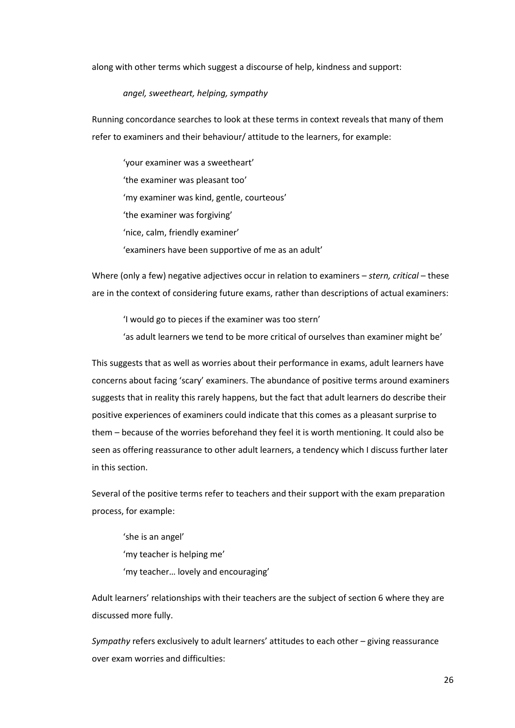along with other terms which suggest a discourse of help, kindness and support:

> *angel, sweetheart, helping, sympathy*

Running concordance searches to look at these terms in context reveals that many of them refer to examiners and their behaviour/ attitude to the learners, for example:

> 'your examiner was a sweetheart'
>
> 'the examiner was pleasant too'
>
> 'my examiner was kind, gentle, courteous'
>
> 'the examiner was forgiving'
>
> 'nice, calm, friendly examiner'
>
> 'examiners have been supportive of me as an adult'

Where (only a few) negative adjectives occur in relation to examiners – *stern, critical* – these are in the context of considering future exams, rather than descriptions of actual examiners:

> 'I would go to pieces if the examiner was too stern'
>
> 'as adult learners we tend to be more critical of ourselves than examiner might be'

This suggests that as well as worries about their performance in exams, adult learners have concerns about facing 'scary' examiners. The abundance of positive terms around examiners suggests that in reality this rarely happens, but the fact that adult learners do describe their positive experiences of examiners could indicate that this comes as a pleasant surprise to them – because of the worries beforehand they feel it is worth mentioning. It could also be seen as offering reassurance to other adult learners, a tendency which I discuss further later in this section.

Several of the positive terms refer to teachers and their support with the exam preparation process, for example:

> 'she is an angel'
>
> 'my teacher is helping me'
>
> 'my teacher… lovely and encouraging'

Adult learners' relationships with their teachers are the subject of section 6 where they are discussed more fully.

*Sympathy* refers exclusively to adult learners' attitudes to each other – giving reassurance over exam worries and difficulties: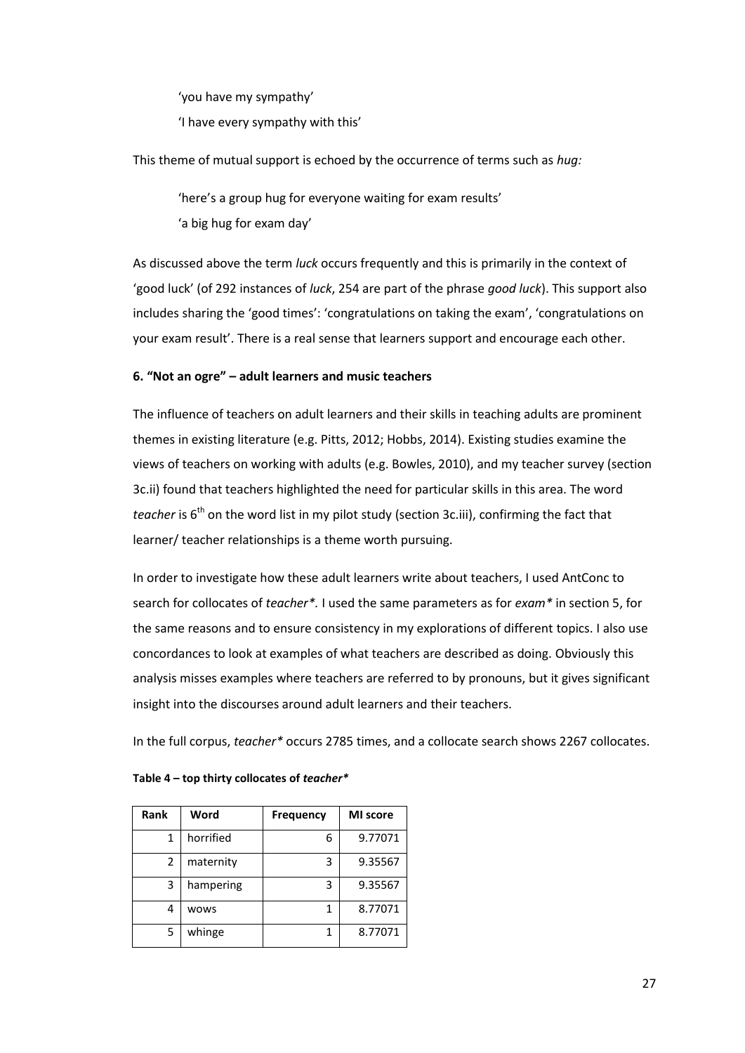'you have my sympathy'

'I have every sympathy with this'

This theme of mutual support is echoed by the occurrence of terms such as *hug:*

'here's a group hug for everyone waiting for exam results'

'a big hug for exam day'

As discussed above the term *luck* occurs frequently and this is primarily in the context of 'good luck' (of 292 instances of *luck*, 254 are part of the phrase *good luck*). This support also includes sharing the 'good times': 'congratulations on taking the exam', 'congratulations on your exam result'. There is a real sense that learners support and encourage each other.

### 6. "Not an ogre" – adult learners and music teachers

The influence of teachers on adult learners and their skills in teaching adults are prominent themes in existing literature (e.g. Pitts, 2012; Hobbs, 2014). Existing studies examine the views of teachers on working with adults (e.g. Bowles, 2010), and my teacher survey (section 3c.ii) found that teachers highlighted the need for particular skills in this area. The word *teacher* is 6th on the word list in my pilot study (section 3c.iii), confirming the fact that learner/ teacher relationships is a theme worth pursuing.

In order to investigate how these adult learners write about teachers, I used AntConc to search for collocates of *teacher*\*. I used the same parameters as for *exam*\* in section 5, for the same reasons and to ensure consistency in my explorations of different topics. I also use concordances to look at examples of what teachers are described as doing. Obviously this analysis misses examples where teachers are referred to by pronouns, but it gives significant insight into the discourses around adult learners and their teachers.

In the full corpus, *teacher*\* occurs 2785 times, and a collocate search shows 2267 collocates.

**Table 4 – top thirty collocates of *teacher*\***

| Rank | Word | Frequency | MI score |
|---|---|---|---|
| 1 | horrified | 6 | 9.77071 |
| 2 | maternity | 3 | 9.35567 |
| 3 | hampering | 3 | 9.35567 |
| 4 | wows | 1 | 8.77071 |
| 5 | whinge | 1 | 8.77071 |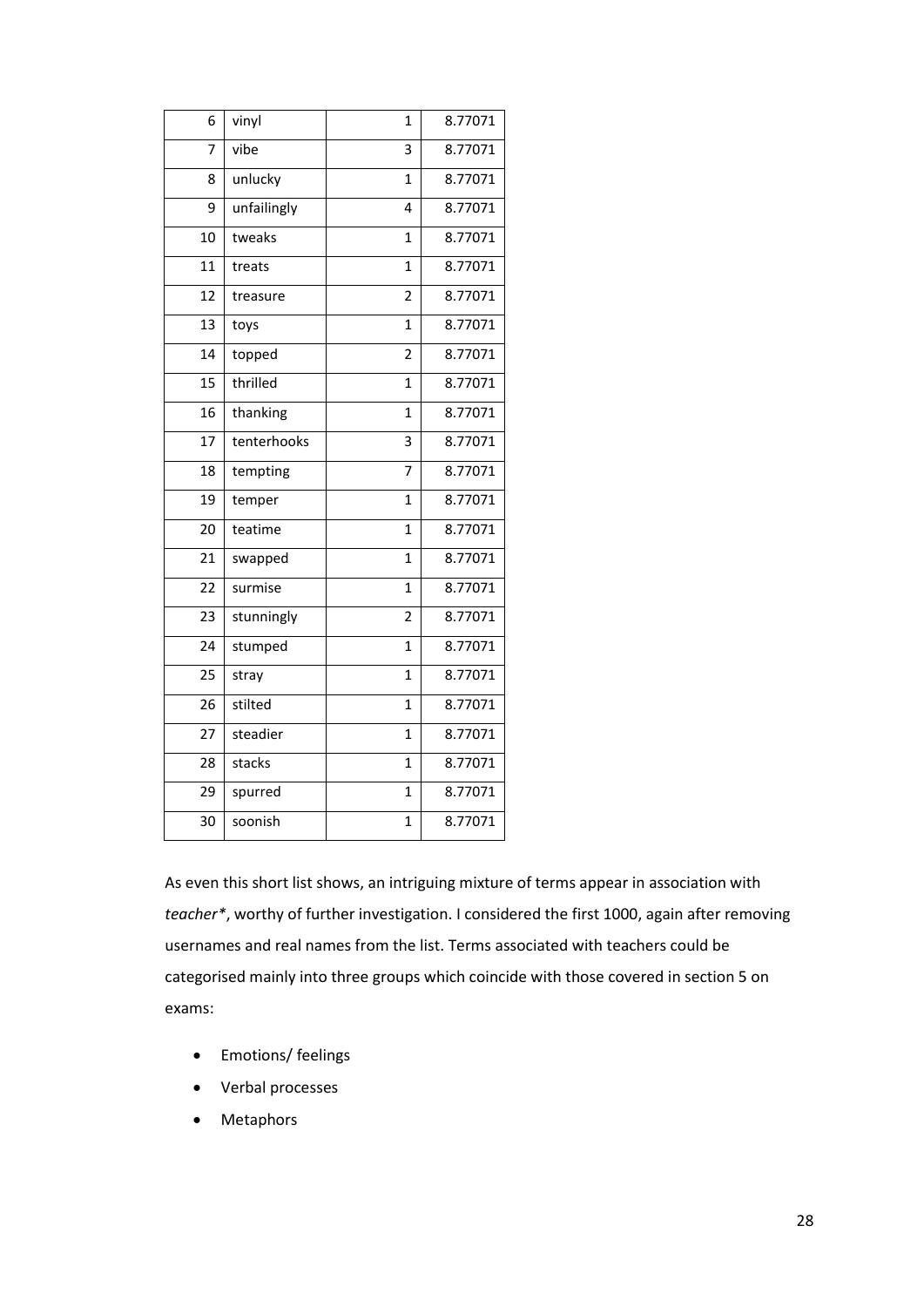| | | | |
|---|---|---|---|
| 6 | vinyl | 1 | 8.77071 |
| 7 | vibe | 3 | 8.77071 |
| 8 | unlucky | 1 | 8.77071 |
| 9 | unfailingly | 4 | 8.77071 |
| 10 | tweaks | 1 | 8.77071 |
| 11 | treats | 1 | 8.77071 |
| 12 | treasure | 2 | 8.77071 |
| 13 | toys | 1 | 8.77071 |
| 14 | topped | 2 | 8.77071 |
| 15 | thrilled | 1 | 8.77071 |
| 16 | thanking | 1 | 8.77071 |
| 17 | tenterhooks | 3 | 8.77071 |
| 18 | tempting | 7 | 8.77071 |
| 19 | temper | 1 | 8.77071 |
| 20 | teatime | 1 | 8.77071 |
| 21 | swapped | 1 | 8.77071 |
| 22 | surmise | 1 | 8.77071 |
| 23 | stunningly | 2 | 8.77071 |
| 24 | stumped | 1 | 8.77071 |
| 25 | stray | 1 | 8.77071 |
| 26 | stilted | 1 | 8.77071 |
| 27 | steadier | 1 | 8.77071 |
| 28 | stacks | 1 | 8.77071 |
| 29 | spurred | 1 | 8.77071 |
| 30 | soonish | 1 | 8.77071 |

As even this short list shows, an intriguing mixture of terms appear in association with *teacher**, worthy of further investigation. I considered the first 1000, again after removing usernames and real names from the list. Terms associated with teachers could be categorised mainly into three groups which coincide with those covered in section 5 on exams:

- Emotions/ feelings
- Verbal processes
- Metaphors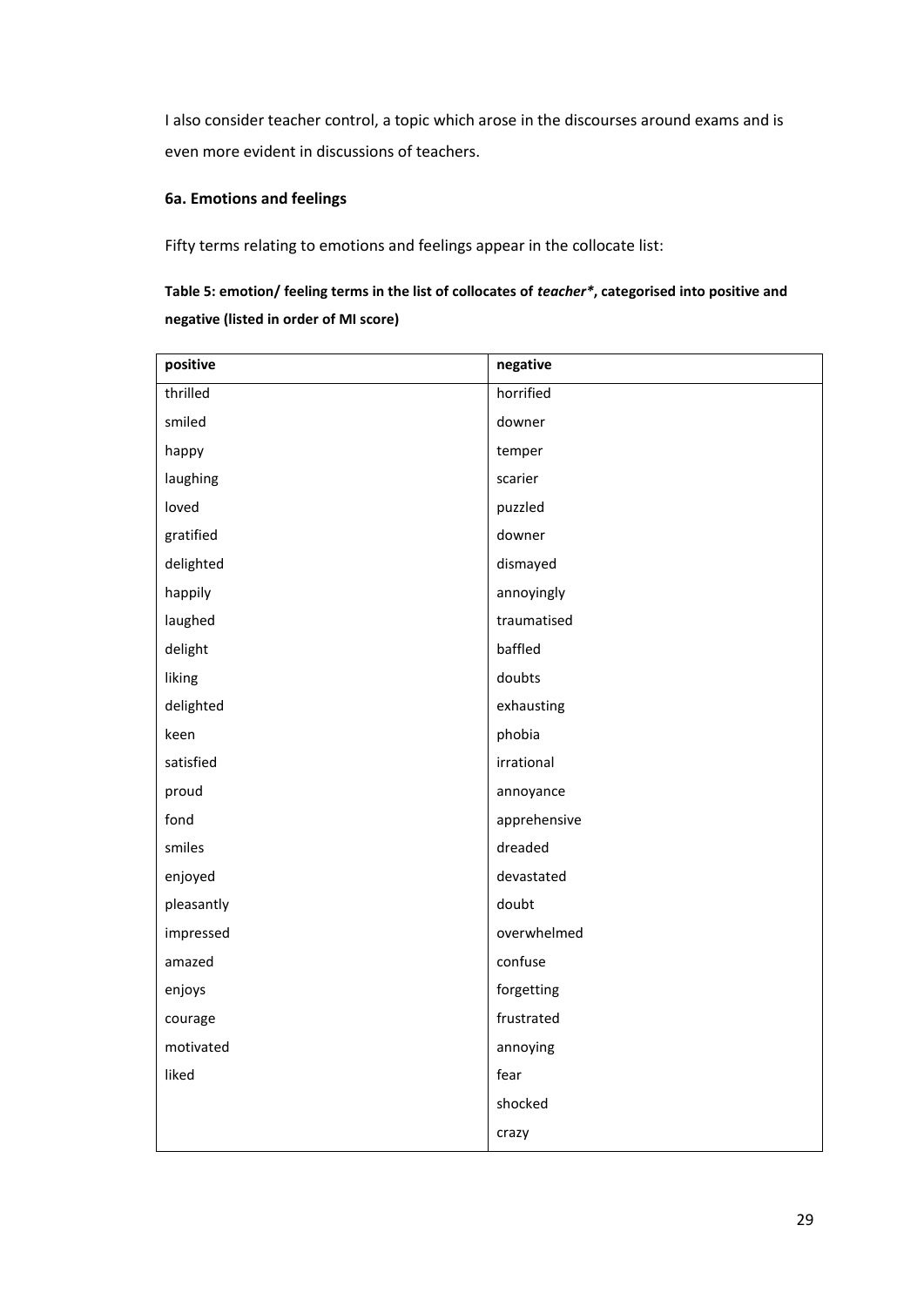I also consider teacher control, a topic which arose in the discourses around exams and is even more evident in discussions of teachers.

### 6a. Emotions and feelings

Fifty terms relating to emotions and feelings appear in the collocate list:

**Table 5: emotion/ feeling terms in the list of collocates of *teacher**, categorised into positive and negative (listed in order of MI score)**

| positive | negative |
|---|---|
| thrilled | horrified |
| smiled | downer |
| happy | temper |
| laughing | scarier |
| loved | puzzled |
| gratified | downer |
| delighted | dismayed |
| happily | annoyingly |
| laughed | traumatised |
| delight | baffled |
| liking | doubts |
| delighted | exhausting |
| keen | phobia |
| satisfied | irrational |
| proud | annoyance |
| fond | apprehensive |
| smiles | dreaded |
| enjoyed | devastated |
| pleasantly | doubt |
| impressed | overwhelmed |
| amazed | confuse |
| enjoys | forgetting |
| courage | frustrated |
| motivated | annoying |
| liked | fear |
| | shocked |
| | crazy |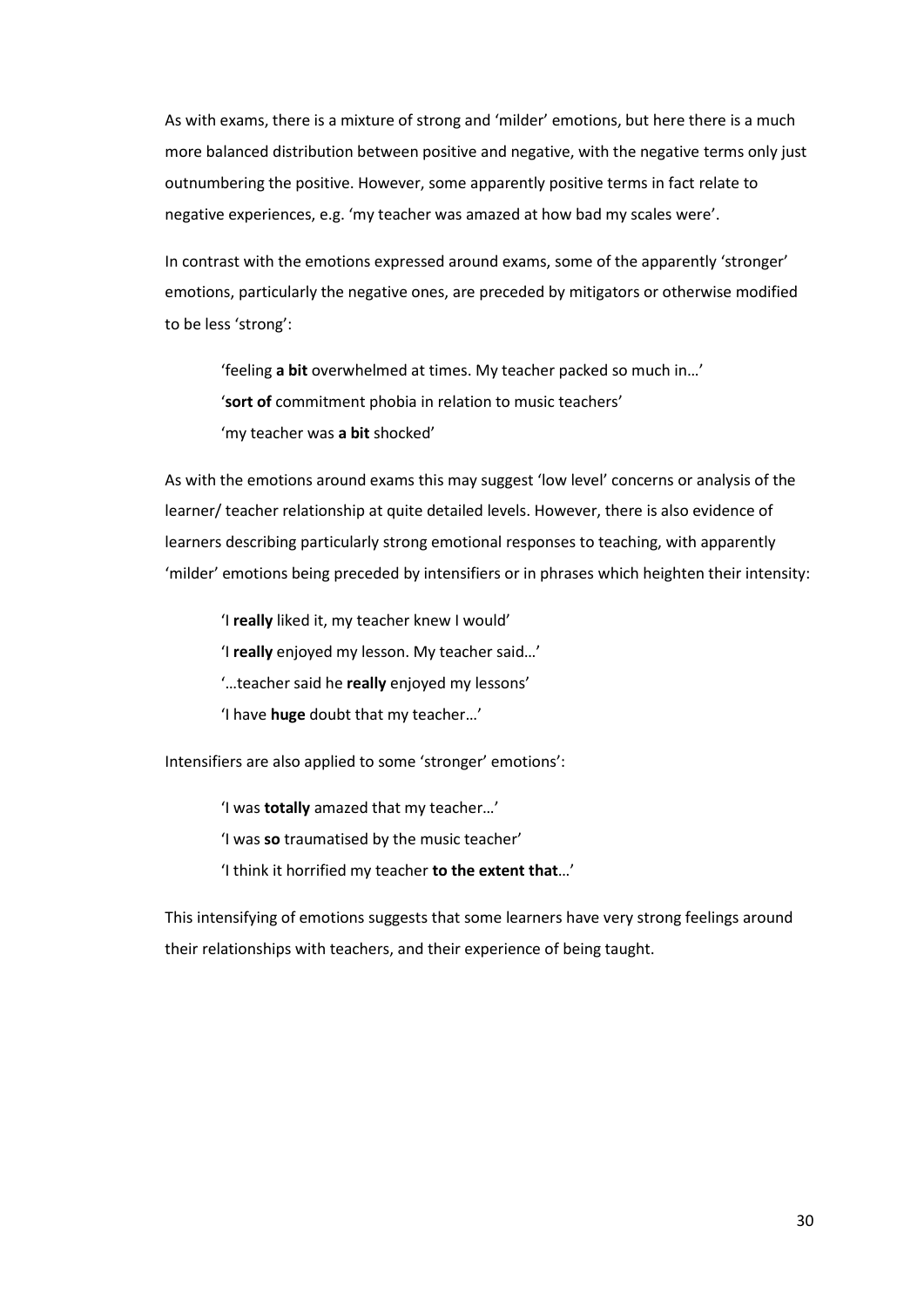As with exams, there is a mixture of strong and 'milder' emotions, but here there is a much more balanced distribution between positive and negative, with the negative terms only just outnumbering the positive. However, some apparently positive terms in fact relate to negative experiences, e.g. 'my teacher was amazed at how bad my scales were'.

In contrast with the emotions expressed around exams, some of the apparently 'stronger' emotions, particularly the negative ones, are preceded by mitigators or otherwise modified to be less 'strong':

> 'feeling **a bit** overwhelmed at times. My teacher packed so much in…'
>
> '**sort of** commitment phobia in relation to music teachers'
>
> 'my teacher was **a bit** shocked'

As with the emotions around exams this may suggest 'low level' concerns or analysis of the learner/ teacher relationship at quite detailed levels. However, there is also evidence of learners describing particularly strong emotional responses to teaching, with apparently 'milder' emotions being preceded by intensifiers or in phrases which heighten their intensity:

> 'I **really** liked it, my teacher knew I would'
>
> 'I **really** enjoyed my lesson. My teacher said…'
>
> '…teacher said he **really** enjoyed my lessons'
>
> 'I have **huge** doubt that my teacher…'

Intensifiers are also applied to some 'stronger' emotions':

> 'I was **totally** amazed that my teacher…'
>
> 'I was **so** traumatised by the music teacher'
>
> 'I think it horrified my teacher **to the extent that**…'

This intensifying of emotions suggests that some learners have very strong feelings around their relationships with teachers, and their experience of being taught.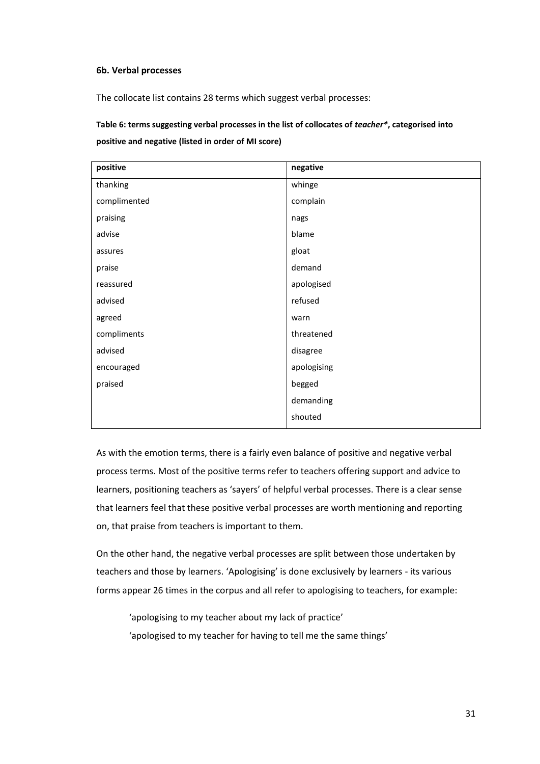**6b. Verbal processes**

The collocate list contains 28 terms which suggest verbal processes:

**Table 6: terms suggesting verbal processes in the list of collocates of *teacher**, categorised into positive and negative (listed in order of MI score)**

| positive | negative |
|---|---|
| thanking | whinge |
| complimented | complain |
| praising | nags |
| advise | blame |
| assures | gloat |
| praise | demand |
| reassured | apologised |
| advised | refused |
| agreed | warn |
| compliments | threatened |
| advised | disagree |
| encouraged | apologising |
| praised | begged |
| | demanding |
| | shouted |

As with the emotion terms, there is a fairly even balance of positive and negative verbal process terms. Most of the positive terms refer to teachers offering support and advice to learners, positioning teachers as 'sayers' of helpful verbal processes. There is a clear sense that learners feel that these positive verbal processes are worth mentioning and reporting on, that praise from teachers is important to them.

On the other hand, the negative verbal processes are split between those undertaken by teachers and those by learners. 'Apologising' is done exclusively by learners - its various forms appear 26 times in the corpus and all refer to apologising to teachers, for example:

> 'apologising to my teacher about my lack of practice'
> 'apologised to my teacher for having to tell me the same things'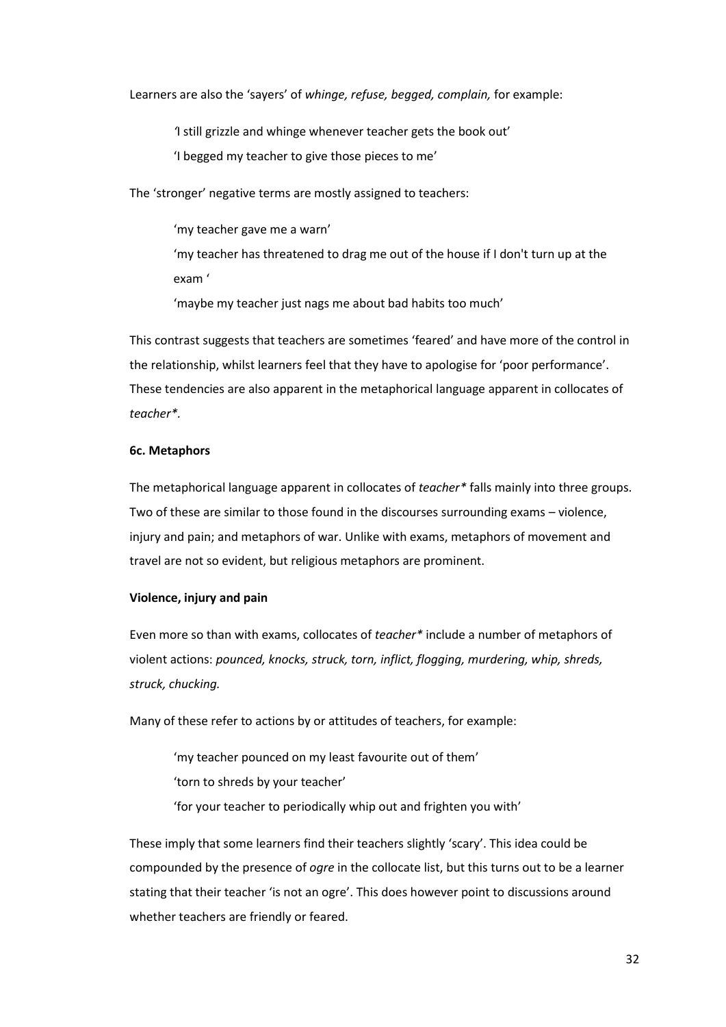Learners are also the 'sayers' of *whinge, refuse, begged, complain,* for example:

> 'I still grizzle and whinge whenever teacher gets the book out'
>
> 'I begged my teacher to give those pieces to me'

The 'stronger' negative terms are mostly assigned to teachers:

> 'my teacher gave me a warn'
>
> 'my teacher has threatened to drag me out of the house if I don't turn up at the exam '
>
> 'maybe my teacher just nags me about bad habits too much'

This contrast suggests that teachers are sometimes 'feared' and have more of the control in the relationship, whilst learners feel that they have to apologise for 'poor performance'. These tendencies are also apparent in the metaphorical language apparent in collocates of *teacher**.

**6c. Metaphors**

The metaphorical language apparent in collocates of *teacher** falls mainly into three groups. Two of these are similar to those found in the discourses surrounding exams – violence, injury and pain; and metaphors of war. Unlike with exams, metaphors of movement and travel are not so evident, but religious metaphors are prominent.

**Violence, injury and pain**

Even more so than with exams, collocates of *teacher** include a number of metaphors of violent actions: *pounced, knocks, struck, torn, inflict, flogging, murdering, whip, shreds, struck, chucking.*

Many of these refer to actions by or attitudes of teachers, for example:

> 'my teacher pounced on my least favourite out of them'
>
> 'torn to shreds by your teacher'
>
> 'for your teacher to periodically whip out and frighten you with'

These imply that some learners find their teachers slightly 'scary'. This idea could be compounded by the presence of *ogre* in the collocate list, but this turns out to be a learner stating that their teacher 'is not an ogre'. This does however point to discussions around whether teachers are friendly or feared.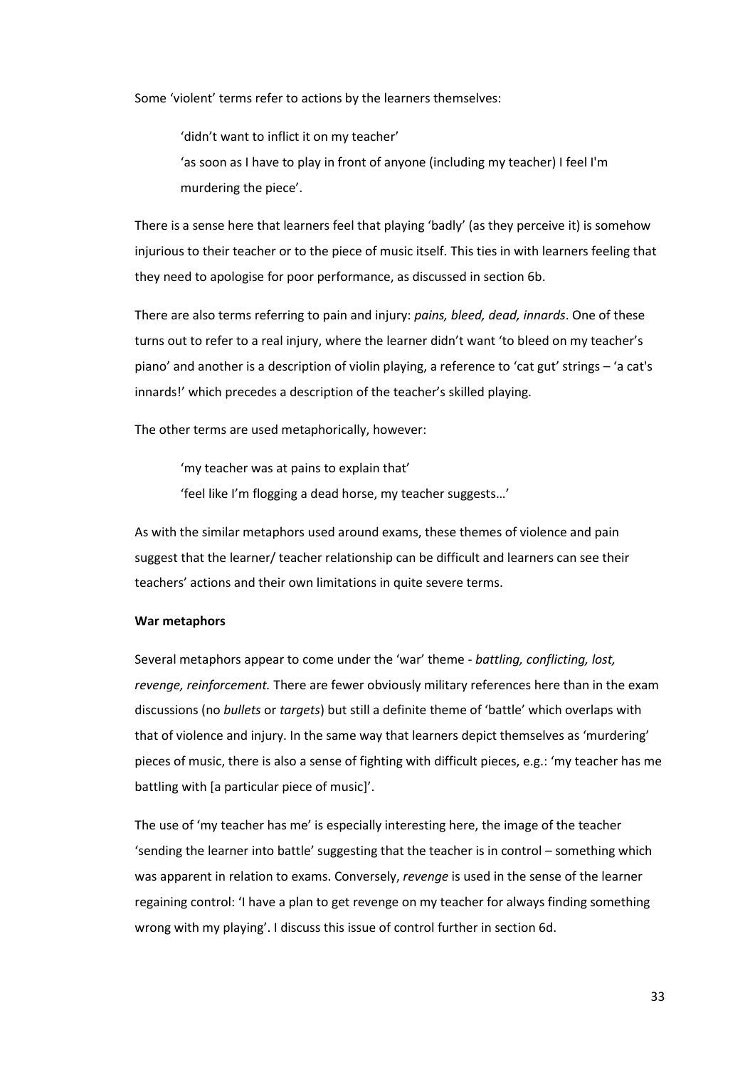Some 'violent' terms refer to actions by the learners themselves:

> 'didn't want to inflict it on my teacher'
>
> 'as soon as I have to play in front of anyone (including my teacher) I feel I'm murdering the piece'.

There is a sense here that learners feel that playing 'badly' (as they perceive it) is somehow injurious to their teacher or to the piece of music itself. This ties in with learners feeling that they need to apologise for poor performance, as discussed in section 6b.

There are also terms referring to pain and injury: *pains, bleed, dead, innards*. One of these turns out to refer to a real injury, where the learner didn't want 'to bleed on my teacher's piano' and another is a description of violin playing, a reference to 'cat gut' strings – 'a cat's innards!' which precedes a description of the teacher's skilled playing.

The other terms are used metaphorically, however:

> 'my teacher was at pains to explain that'
>
> 'feel like I'm flogging a dead horse, my teacher suggests…'

As with the similar metaphors used around exams, these themes of violence and pain suggest that the learner/ teacher relationship can be difficult and learners can see their teachers' actions and their own limitations in quite severe terms.

**War metaphors**

Several metaphors appear to come under the 'war' theme - *battling, conflicting, lost, revenge, reinforcement.* There are fewer obviously military references here than in the exam discussions (no *bullets* or *targets*) but still a definite theme of 'battle' which overlaps with that of violence and injury. In the same way that learners depict themselves as 'murdering' pieces of music, there is also a sense of fighting with difficult pieces, e.g.: 'my teacher has me battling with [a particular piece of music]'.

The use of 'my teacher has me' is especially interesting here, the image of the teacher 'sending the learner into battle' suggesting that the teacher is in control – something which was apparent in relation to exams. Conversely, *revenge* is used in the sense of the learner regaining control: 'I have a plan to get revenge on my teacher for always finding something wrong with my playing'. I discuss this issue of control further in section 6d.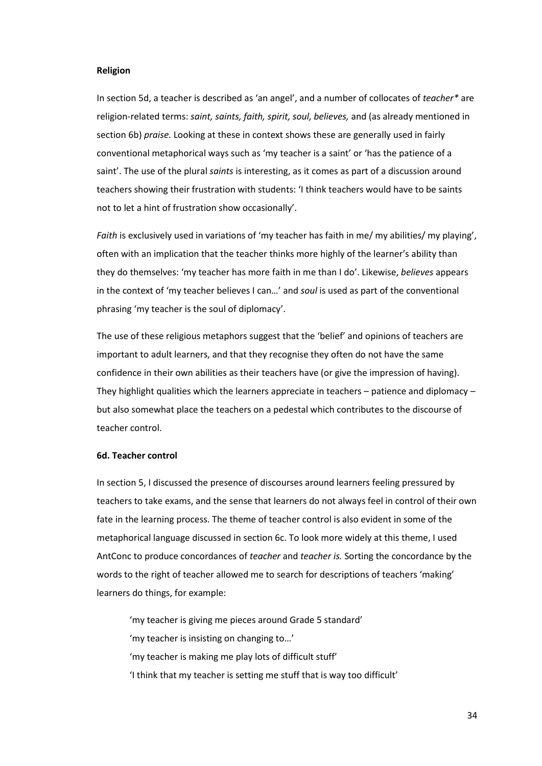**Religion**

In section 5d, a teacher is described as 'an angel', and a number of collocates of *teacher** are religion-related terms: *saint, saints, faith, spirit, soul, believes,* and (as already mentioned in section 6b) *praise.* Looking at these in context shows these are generally used in fairly conventional metaphorical ways such as 'my teacher is a saint' or 'has the patience of a saint'. The use of the plural *saints* is interesting, as it comes as part of a discussion around teachers showing their frustration with students: 'I think teachers would have to be saints not to let a hint of frustration show occasionally'.

*Faith* is exclusively used in variations of 'my teacher has faith in me/ my abilities/ my playing', often with an implication that the teacher thinks more highly of the learner's ability than they do themselves: 'my teacher has more faith in me than I do'. Likewise, *believes* appears in the context of 'my teacher believes I can…' and *soul* is used as part of the conventional phrasing 'my teacher is the soul of diplomacy'.

The use of these religious metaphors suggest that the 'belief' and opinions of teachers are important to adult learners, and that they recognise they often do not have the same confidence in their own abilities as their teachers have (or give the impression of having). They highlight qualities which the learners appreciate in teachers – patience and diplomacy – but also somewhat place the teachers on a pedestal which contributes to the discourse of teacher control.

**6d. Teacher control**

In section 5, I discussed the presence of discourses around learners feeling pressured by teachers to take exams, and the sense that learners do not always feel in control of their own fate in the learning process. The theme of teacher control is also evident in some of the metaphorical language discussed in section 6c. To look more widely at this theme, I used AntConc to produce concordances of *teacher* and *teacher is.* Sorting the concordance by the words to the right of teacher allowed me to search for descriptions of teachers 'making' learners do things, for example:

> 'my teacher is giving me pieces around Grade 5 standard'
>
> 'my teacher is insisting on changing to…'
>
> 'my teacher is making me play lots of difficult stuff'
>
> 'I think that my teacher is setting me stuff that is way too difficult'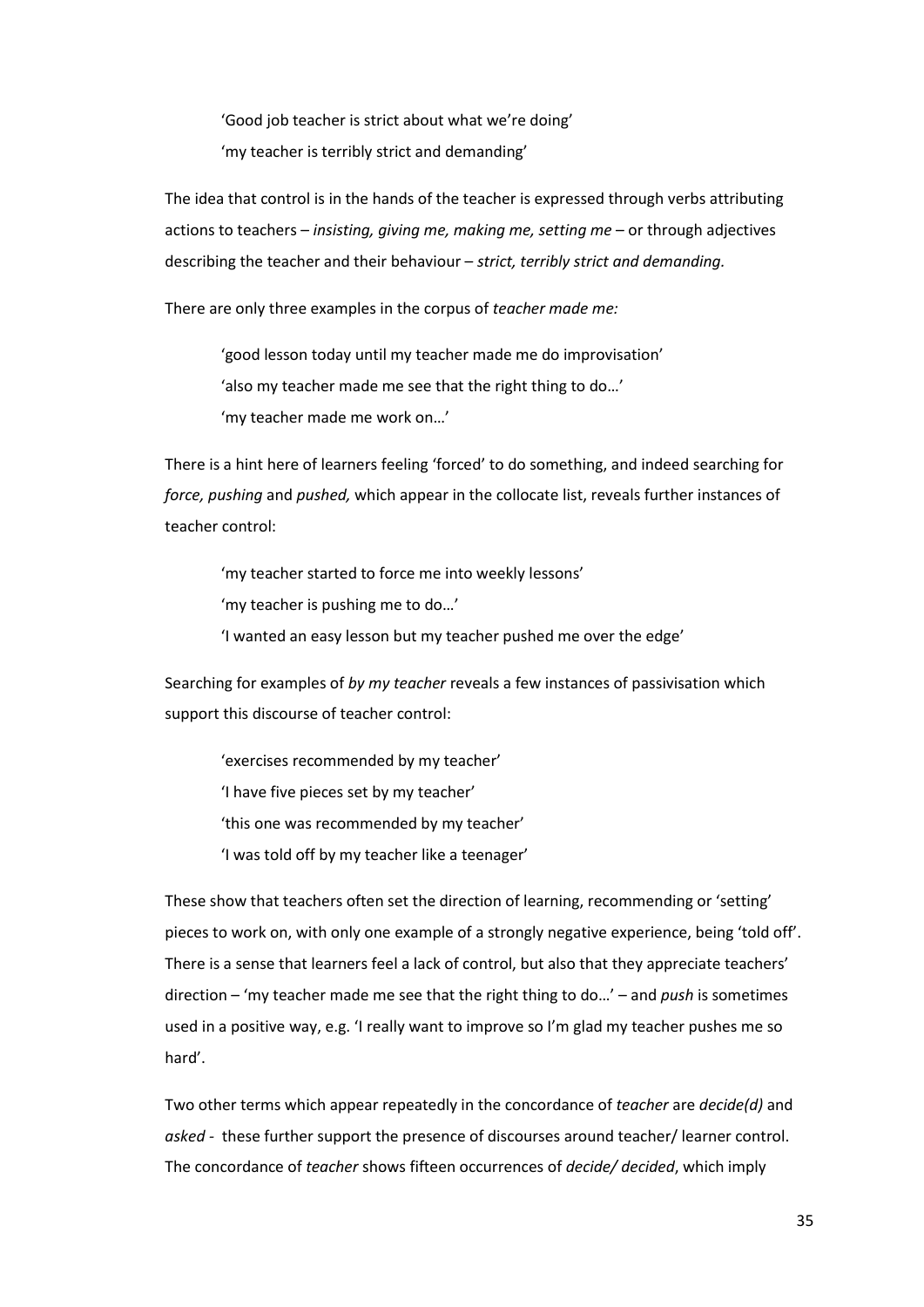> 'Good job teacher is strict about what we're doing'
>
> 'my teacher is terribly strict and demanding'

The idea that control is in the hands of the teacher is expressed through verbs attributing actions to teachers – *insisting, giving me, making me, setting me* – or through adjectives describing the teacher and their behaviour – *strict, terribly strict and demanding.*

There are only three examples in the corpus of *teacher made me:*

> 'good lesson today until my teacher made me do improvisation'
>
> 'also my teacher made me see that the right thing to do…'
>
> 'my teacher made me work on…'

There is a hint here of learners feeling 'forced' to do something, and indeed searching for *force, pushing* and *pushed,* which appear in the collocate list, reveals further instances of teacher control:

> 'my teacher started to force me into weekly lessons'
>
> 'my teacher is pushing me to do…'
>
> 'I wanted an easy lesson but my teacher pushed me over the edge'

Searching for examples of *by my teacher* reveals a few instances of passivisation which support this discourse of teacher control:

> 'exercises recommended by my teacher'
>
> 'I have five pieces set by my teacher'
>
> 'this one was recommended by my teacher'
>
> 'I was told off by my teacher like a teenager'

These show that teachers often set the direction of learning, recommending or 'setting' pieces to work on, with only one example of a strongly negative experience, being 'told off'. There is a sense that learners feel a lack of control, but also that they appreciate teachers' direction – 'my teacher made me see that the right thing to do…' – and *push* is sometimes used in a positive way, e.g. 'I really want to improve so I'm glad my teacher pushes me so hard'.

Two other terms which appear repeatedly in the concordance of *teacher* are *decide(d)* and *asked* - these further support the presence of discourses around teacher/ learner control. The concordance of *teacher* shows fifteen occurrences of *decide/ decided*, which imply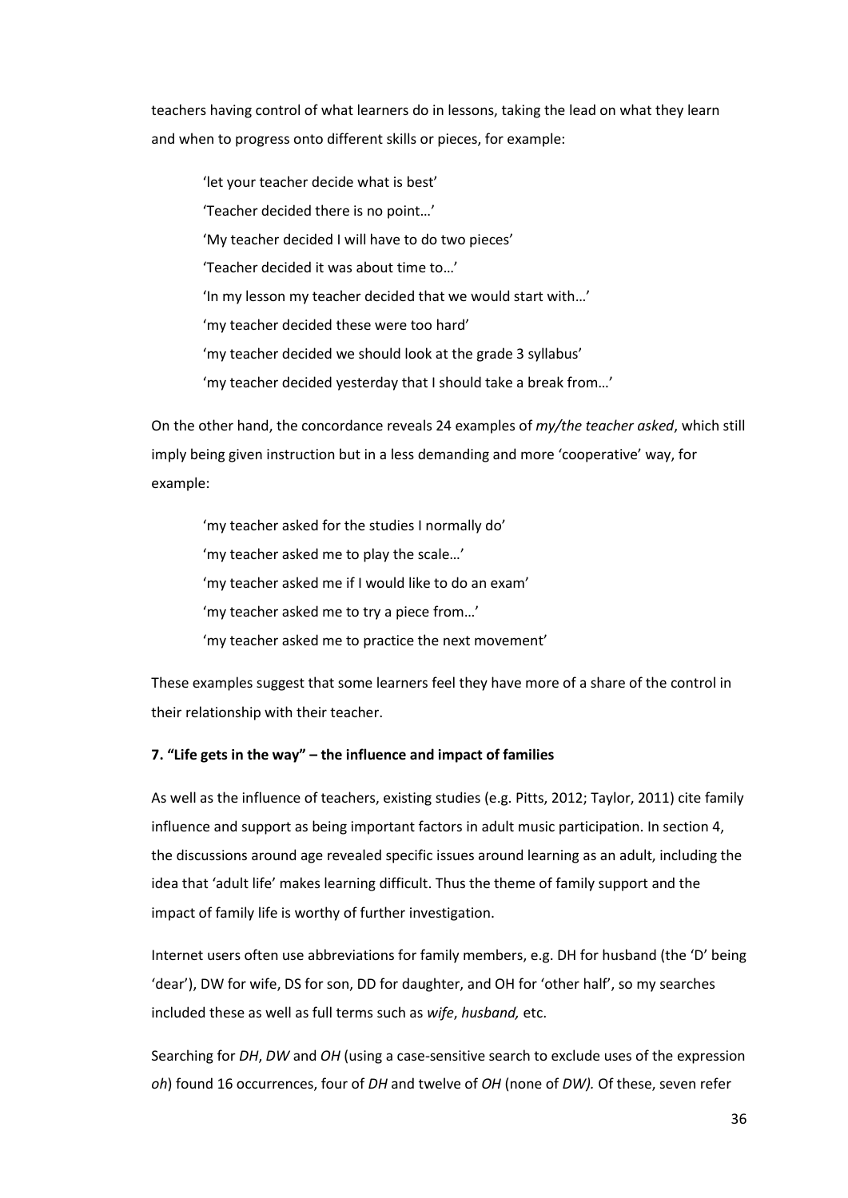teachers having control of what learners do in lessons, taking the lead on what they learn and when to progress onto different skills or pieces, for example:

> 'let your teacher decide what is best'
> 'Teacher decided there is no point…'
> 'My teacher decided I will have to do two pieces'
> 'Teacher decided it was about time to…'
> 'In my lesson my teacher decided that we would start with…'
> 'my teacher decided these were too hard'
> 'my teacher decided we should look at the grade 3 syllabus'
> 'my teacher decided yesterday that I should take a break from…'

On the other hand, the concordance reveals 24 examples of *my/the teacher asked*, which still imply being given instruction but in a less demanding and more 'cooperative' way, for example:

> 'my teacher asked for the studies I normally do'
> 'my teacher asked me to play the scale…'
> 'my teacher asked me if I would like to do an exam'
> 'my teacher asked me to try a piece from…'
> 'my teacher asked me to practice the next movement'

These examples suggest that some learners feel they have more of a share of the control in their relationship with their teacher.

**7. "Life gets in the way" – the influence and impact of families**

As well as the influence of teachers, existing studies (e.g. Pitts, 2012; Taylor, 2011) cite family influence and support as being important factors in adult music participation. In section 4, the discussions around age revealed specific issues around learning as an adult, including the idea that 'adult life' makes learning difficult. Thus the theme of family support and the impact of family life is worthy of further investigation.

Internet users often use abbreviations for family members, e.g. DH for husband (the 'D' being 'dear'), DW for wife, DS for son, DD for daughter, and OH for 'other half', so my searches included these as well as full terms such as *wife*, *husband,* etc.

Searching for *DH*, *DW* and *OH* (using a case-sensitive search to exclude uses of the expression *oh*) found 16 occurrences, four of *DH* and twelve of *OH* (none of *DW).* Of these, seven refer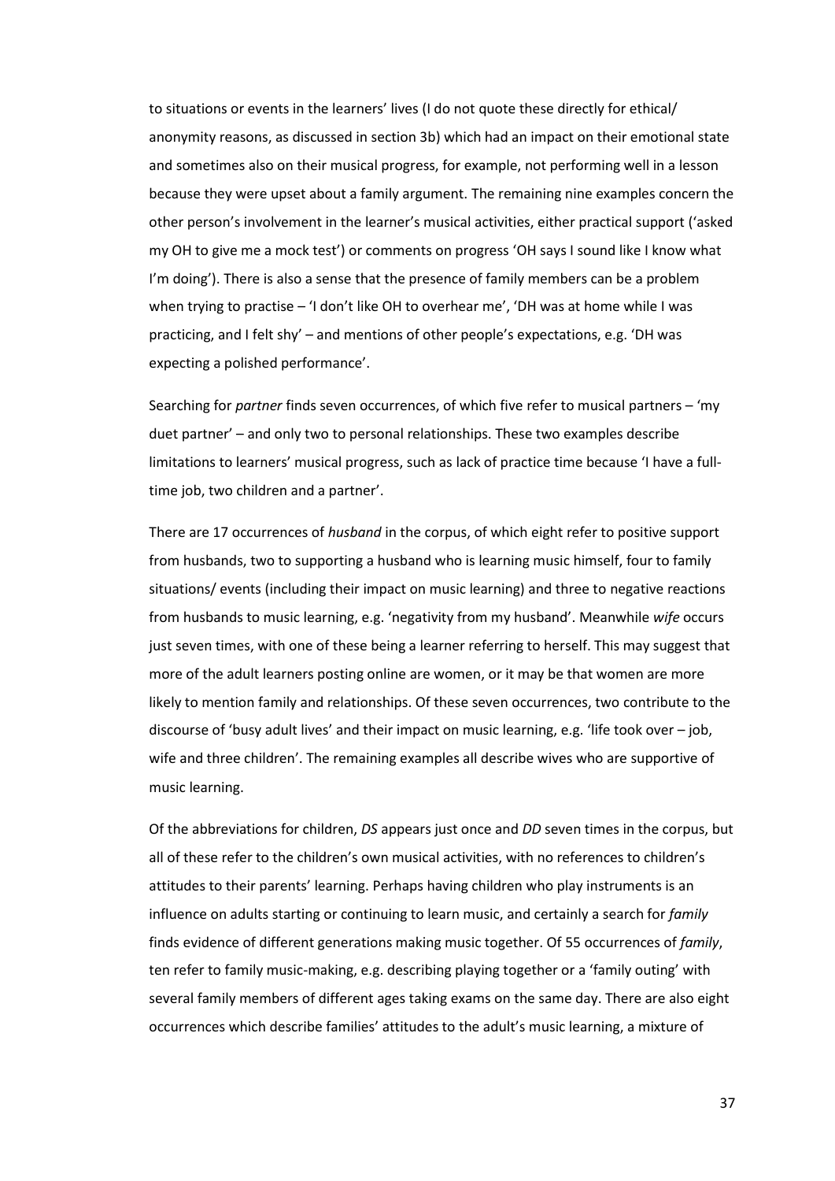to situations or events in the learners' lives (I do not quote these directly for ethical/ anonymity reasons, as discussed in section 3b) which had an impact on their emotional state and sometimes also on their musical progress, for example, not performing well in a lesson because they were upset about a family argument. The remaining nine examples concern the other person's involvement in the learner's musical activities, either practical support ('asked my OH to give me a mock test') or comments on progress 'OH says I sound like I know what I'm doing'). There is also a sense that the presence of family members can be a problem when trying to practise – 'I don't like OH to overhear me', 'DH was at home while I was practicing, and I felt shy' – and mentions of other people's expectations, e.g. 'DH was expecting a polished performance'.

Searching for *partner* finds seven occurrences, of which five refer to musical partners – 'my duet partner' – and only two to personal relationships. These two examples describe limitations to learners' musical progress, such as lack of practice time because 'I have a full-time job, two children and a partner'.

There are 17 occurrences of *husband* in the corpus, of which eight refer to positive support from husbands, two to supporting a husband who is learning music himself, four to family situations/ events (including their impact on music learning) and three to negative reactions from husbands to music learning, e.g. 'negativity from my husband'. Meanwhile *wife* occurs just seven times, with one of these being a learner referring to herself. This may suggest that more of the adult learners posting online are women, or it may be that women are more likely to mention family and relationships. Of these seven occurrences, two contribute to the discourse of 'busy adult lives' and their impact on music learning, e.g. 'life took over – job, wife and three children'. The remaining examples all describe wives who are supportive of music learning.

Of the abbreviations for children, *DS* appears just once and *DD* seven times in the corpus, but all of these refer to the children's own musical activities, with no references to children's attitudes to their parents' learning. Perhaps having children who play instruments is an influence on adults starting or continuing to learn music, and certainly a search for *family* finds evidence of different generations making music together. Of 55 occurrences of *family*, ten refer to family music-making, e.g. describing playing together or a 'family outing' with several family members of different ages taking exams on the same day. There are also eight occurrences which describe families' attitudes to the adult's music learning, a mixture of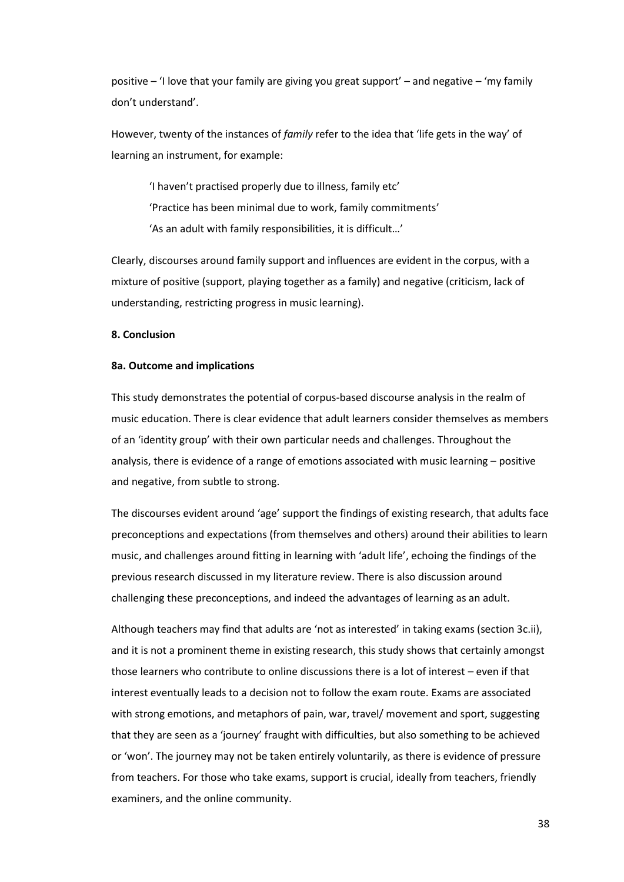positive – 'I love that your family are giving you great support' – and negative – 'my family don't understand'.

However, twenty of the instances of *family* refer to the idea that 'life gets in the way' of learning an instrument, for example:

> 'I haven't practised properly due to illness, family etc'
> 'Practice has been minimal due to work, family commitments'
> 'As an adult with family responsibilities, it is difficult…'

Clearly, discourses around family support and influences are evident in the corpus, with a mixture of positive (support, playing together as a family) and negative (criticism, lack of understanding, restricting progress in music learning).

**8. Conclusion**

**8a. Outcome and implications**

This study demonstrates the potential of corpus-based discourse analysis in the realm of music education. There is clear evidence that adult learners consider themselves as members of an 'identity group' with their own particular needs and challenges. Throughout the analysis, there is evidence of a range of emotions associated with music learning – positive and negative, from subtle to strong.

The discourses evident around 'age' support the findings of existing research, that adults face preconceptions and expectations (from themselves and others) around their abilities to learn music, and challenges around fitting in learning with 'adult life', echoing the findings of the previous research discussed in my literature review. There is also discussion around challenging these preconceptions, and indeed the advantages of learning as an adult.

Although teachers may find that adults are 'not as interested' in taking exams (section 3c.ii), and it is not a prominent theme in existing research, this study shows that certainly amongst those learners who contribute to online discussions there is a lot of interest – even if that interest eventually leads to a decision not to follow the exam route. Exams are associated with strong emotions, and metaphors of pain, war, travel/ movement and sport, suggesting that they are seen as a 'journey' fraught with difficulties, but also something to be achieved or 'won'. The journey may not be taken entirely voluntarily, as there is evidence of pressure from teachers. For those who take exams, support is crucial, ideally from teachers, friendly examiners, and the online community.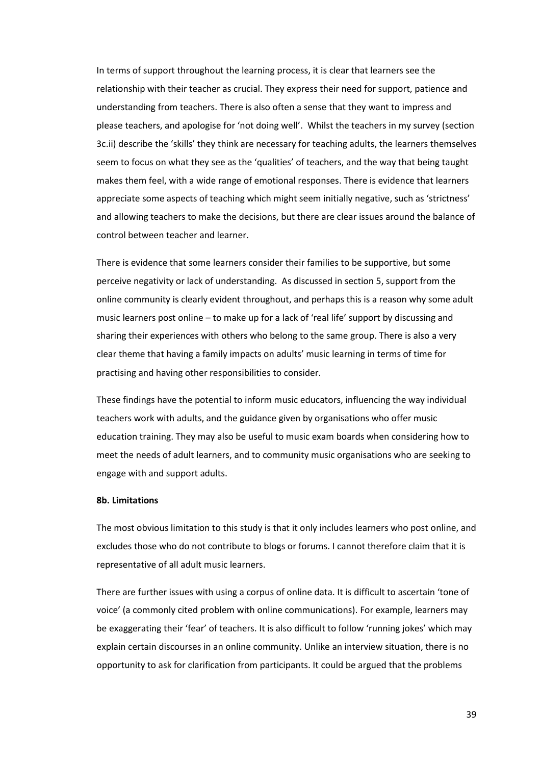In terms of support throughout the learning process, it is clear that learners see the relationship with their teacher as crucial. They express their need for support, patience and understanding from teachers. There is also often a sense that they want to impress and please teachers, and apologise for 'not doing well'. Whilst the teachers in my survey (section 3c.ii) describe the 'skills' they think are necessary for teaching adults, the learners themselves seem to focus on what they see as the 'qualities' of teachers, and the way that being taught makes them feel, with a wide range of emotional responses. There is evidence that learners appreciate some aspects of teaching which might seem initially negative, such as 'strictness' and allowing teachers to make the decisions, but there are clear issues around the balance of control between teacher and learner.

There is evidence that some learners consider their families to be supportive, but some perceive negativity or lack of understanding. As discussed in section 5, support from the online community is clearly evident throughout, and perhaps this is a reason why some adult music learners post online – to make up for a lack of 'real life' support by discussing and sharing their experiences with others who belong to the same group. There is also a very clear theme that having a family impacts on adults' music learning in terms of time for practising and having other responsibilities to consider.

These findings have the potential to inform music educators, influencing the way individual teachers work with adults, and the guidance given by organisations who offer music education training. They may also be useful to music exam boards when considering how to meet the needs of adult learners, and to community music organisations who are seeking to engage with and support adults.

**8b. Limitations**

The most obvious limitation to this study is that it only includes learners who post online, and excludes those who do not contribute to blogs or forums. I cannot therefore claim that it is representative of all adult music learners.

There are further issues with using a corpus of online data. It is difficult to ascertain 'tone of voice' (a commonly cited problem with online communications). For example, learners may be exaggerating their 'fear' of teachers. It is also difficult to follow 'running jokes' which may explain certain discourses in an online community. Unlike an interview situation, there is no opportunity to ask for clarification from participants. It could be argued that the problems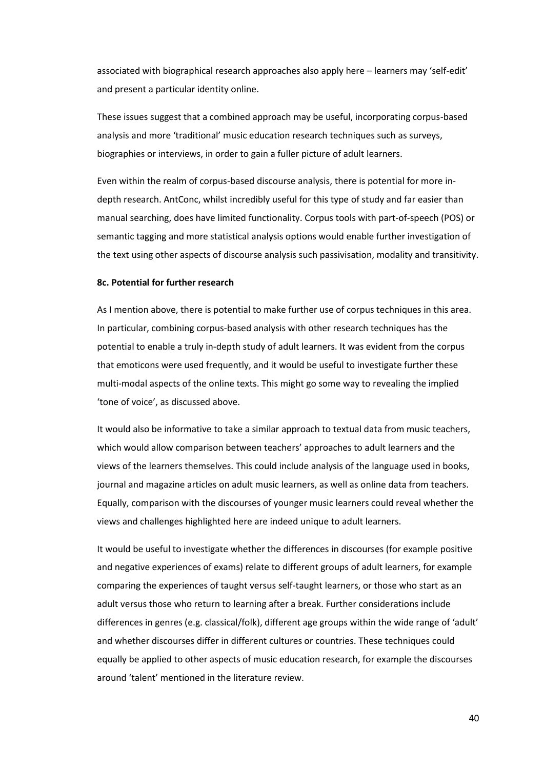associated with biographical research approaches also apply here – learners may 'self-edit' and present a particular identity online.

These issues suggest that a combined approach may be useful, incorporating corpus-based analysis and more 'traditional' music education research techniques such as surveys, biographies or interviews, in order to gain a fuller picture of adult learners.

Even within the realm of corpus-based discourse analysis, there is potential for more in-depth research. AntConc, whilst incredibly useful for this type of study and far easier than manual searching, does have limited functionality. Corpus tools with part-of-speech (POS) or semantic tagging and more statistical analysis options would enable further investigation of the text using other aspects of discourse analysis such passivisation, modality and transitivity.

### 8c. Potential for further research

As I mention above, there is potential to make further use of corpus techniques in this area. In particular, combining corpus-based analysis with other research techniques has the potential to enable a truly in-depth study of adult learners. It was evident from the corpus that emoticons were used frequently, and it would be useful to investigate further these multi-modal aspects of the online texts. This might go some way to revealing the implied 'tone of voice', as discussed above.

It would also be informative to take a similar approach to textual data from music teachers, which would allow comparison between teachers' approaches to adult learners and the views of the learners themselves. This could include analysis of the language used in books, journal and magazine articles on adult music learners, as well as online data from teachers. Equally, comparison with the discourses of younger music learners could reveal whether the views and challenges highlighted here are indeed unique to adult learners.

It would be useful to investigate whether the differences in discourses (for example positive and negative experiences of exams) relate to different groups of adult learners, for example comparing the experiences of taught versus self-taught learners, or those who start as an adult versus those who return to learning after a break. Further considerations include differences in genres (e.g. classical/folk), different age groups within the wide range of 'adult' and whether discourses differ in different cultures or countries. These techniques could equally be applied to other aspects of music education research, for example the discourses around 'talent' mentioned in the literature review.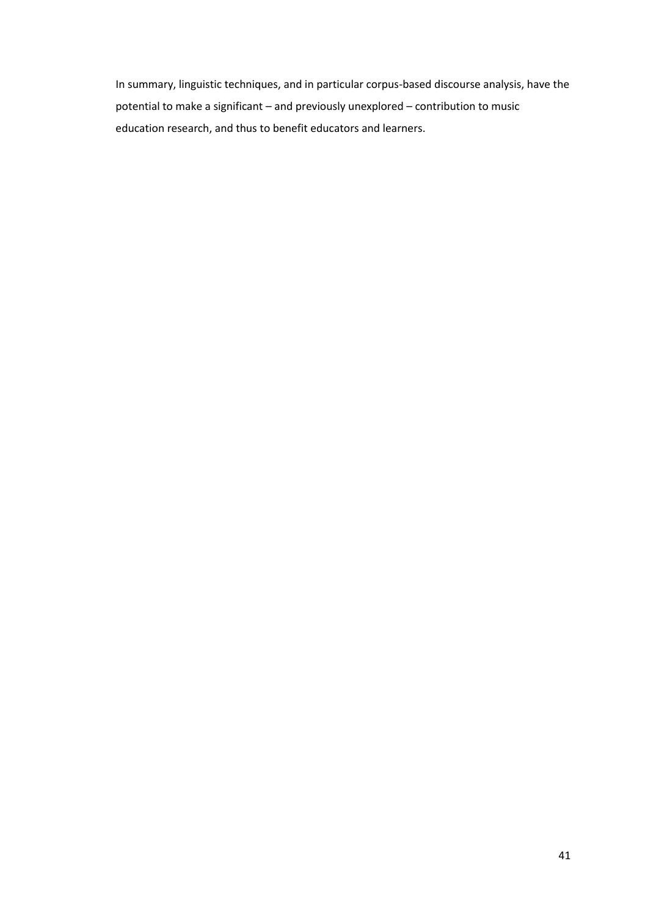In summary, linguistic techniques, and in particular corpus-based discourse analysis, have the potential to make a significant – and previously unexplored – contribution to music education research, and thus to benefit educators and learners.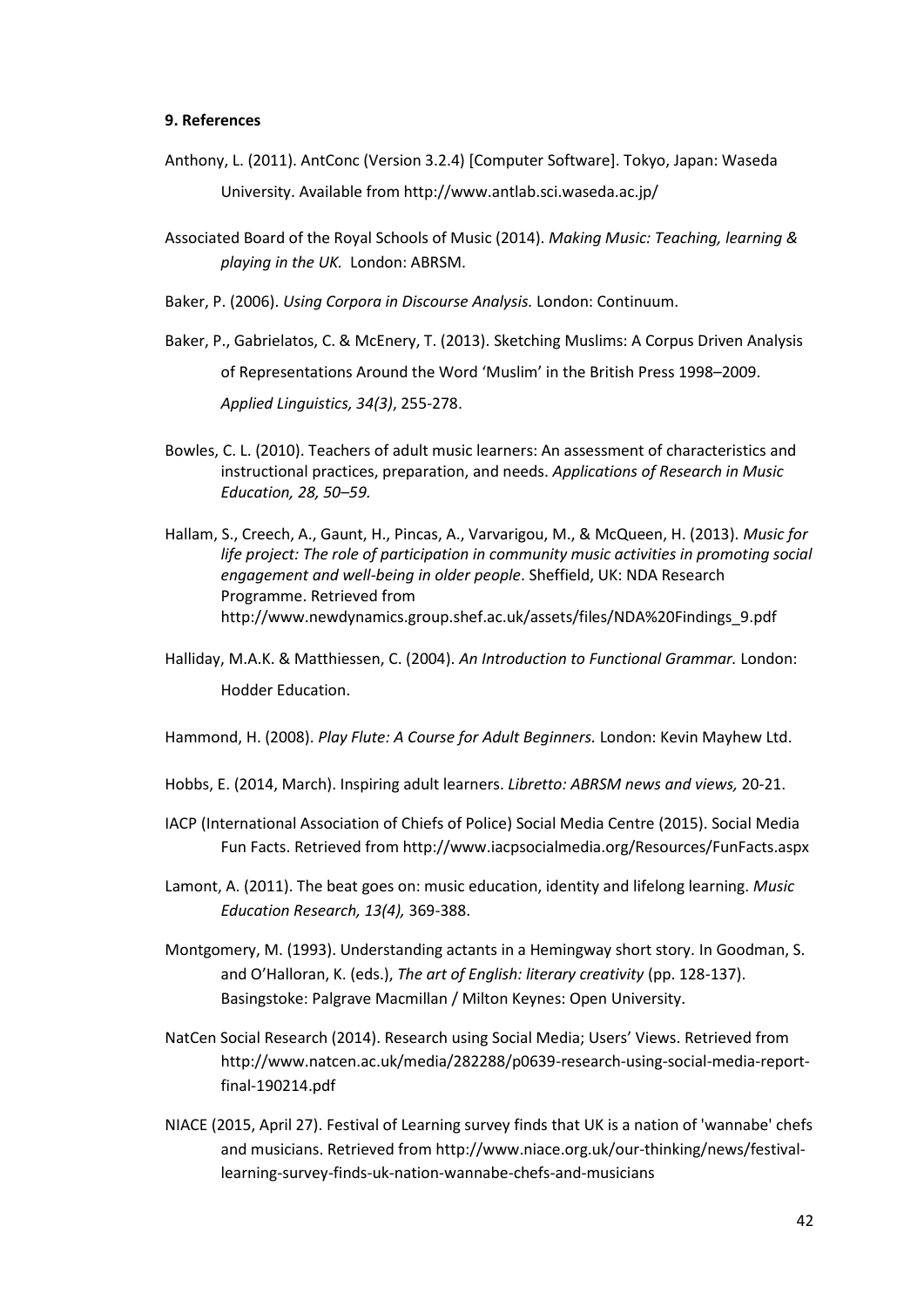**9. References**

Anthony, L. (2011). AntConc (Version 3.2.4) [Computer Software]. Tokyo, Japan: Waseda University. Available from http://www.antlab.sci.waseda.ac.jp/

Associated Board of the Royal Schools of Music (2014). *Making Music: Teaching, learning & playing in the UK.* London: ABRSM.

Baker, P. (2006). *Using Corpora in Discourse Analysis.* London: Continuum.

Baker, P., Gabrielatos, C. & McEnery, T. (2013). Sketching Muslims: A Corpus Driven Analysis of Representations Around the Word 'Muslim' in the British Press 1998–2009. *Applied Linguistics, 34(3)*, 255-278.

Bowles, C. L. (2010). Teachers of adult music learners: An assessment of characteristics and instructional practices, preparation, and needs. *Applications of Research in Music Education, 28, 50–59.*

Hallam, S., Creech, A., Gaunt, H., Pincas, A., Varvarigou, M., & McQueen, H. (2013). *Music for life project: The role of participation in community music activities in promoting social engagement and well-being in older people*. Sheffield, UK: NDA Research Programme. Retrieved from http://www.newdynamics.group.shef.ac.uk/assets/files/NDA%20Findings_9.pdf

Halliday, M.A.K. & Matthiessen, C. (2004). *An Introduction to Functional Grammar.* London: Hodder Education.

Hammond, H. (2008). *Play Flute: A Course for Adult Beginners.* London: Kevin Mayhew Ltd.

Hobbs, E. (2014, March). Inspiring adult learners. *Libretto: ABRSM news and views,* 20-21.

IACP (International Association of Chiefs of Police) Social Media Centre (2015). Social Media Fun Facts. Retrieved from http://www.iacpsocialmedia.org/Resources/FunFacts.aspx

Lamont, A. (2011). The beat goes on: music education, identity and lifelong learning. *Music Education Research, 13(4),* 369-388.

Montgomery, M. (1993). Understanding actants in a Hemingway short story. In Goodman, S. and O'Halloran, K. (eds.), *The art of English: literary creativity* (pp. 128-137). Basingstoke: Palgrave Macmillan / Milton Keynes: Open University.

NatCen Social Research (2014). Research using Social Media; Users' Views. Retrieved from http://www.natcen.ac.uk/media/282288/p0639-research-using-social-media-report-final-190214.pdf

NIACE (2015, April 27). Festival of Learning survey finds that UK is a nation of 'wannabe' chefs and musicians. Retrieved from http://www.niace.org.uk/our-thinking/news/festival-learning-survey-finds-uk-nation-wannabe-chefs-and-musicians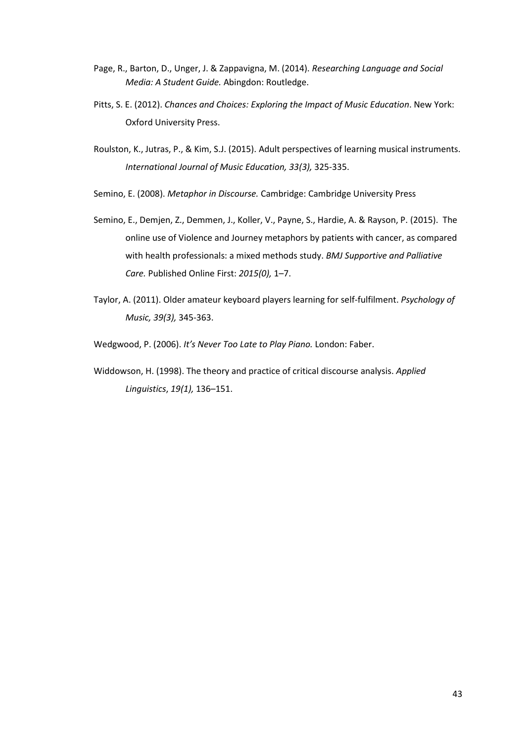Page, R., Barton, D., Unger, J. & Zappavigna, M. (2014). *Researching Language and Social Media: A Student Guide.* Abingdon: Routledge.

Pitts, S. E. (2012). *Chances and Choices: Exploring the Impact of Music Education*. New York: Oxford University Press.

Roulston, K., Jutras, P., & Kim, S.J. (2015). Adult perspectives of learning musical instruments. *International Journal of Music Education, 33(3),* 325-335.

Semino, E. (2008). *Metaphor in Discourse.* Cambridge: Cambridge University Press

Semino, E., Demjen, Z., Demmen, J., Koller, V., Payne, S., Hardie, A. & Rayson, P. (2015). The online use of Violence and Journey metaphors by patients with cancer, as compared with health professionals: a mixed methods study. *BMJ Supportive and Palliative Care.* Published Online First: *2015(0),* 1–7.

Taylor, A. (2011). Older amateur keyboard players learning for self-fulfilment. *Psychology of Music, 39(3),* 345-363.

Wedgwood, P. (2006). *It's Never Too Late to Play Piano.* London: Faber.

Widdowson, H. (1998). The theory and practice of critical discourse analysis. *Applied Linguistics*, *19(1),* 136–151.